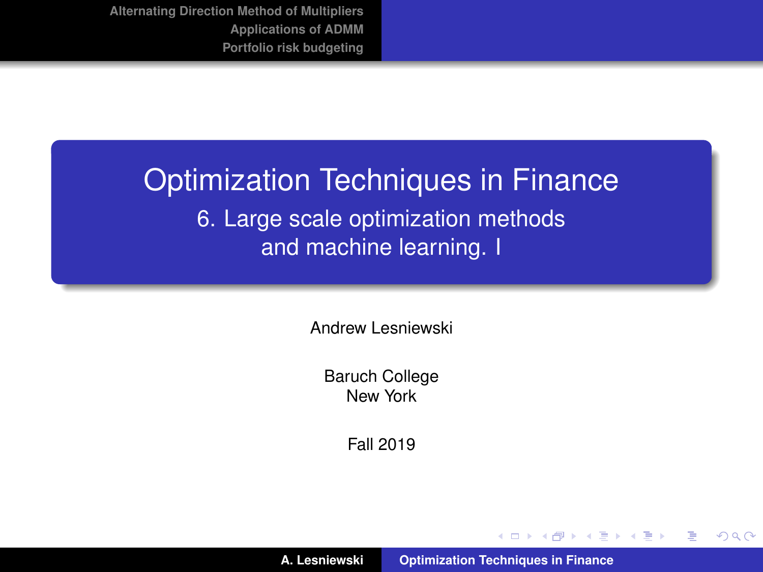# Optimization Techniques in Finance

## 6. Large scale optimization methods and machine learning. I

Andrew Lesniewski

Baruch College
New York

Fall 2019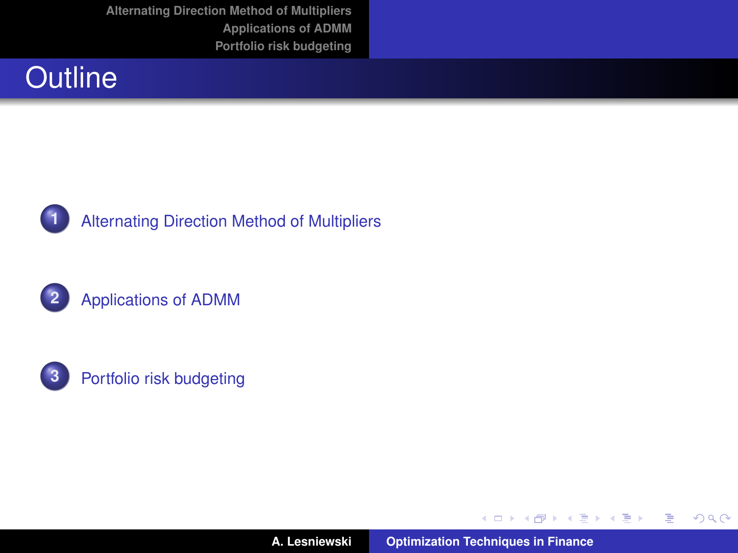# Outline

1. Alternating Direction Method of Multipliers
2. Applications of ADMM
3. Portfolio risk budgeting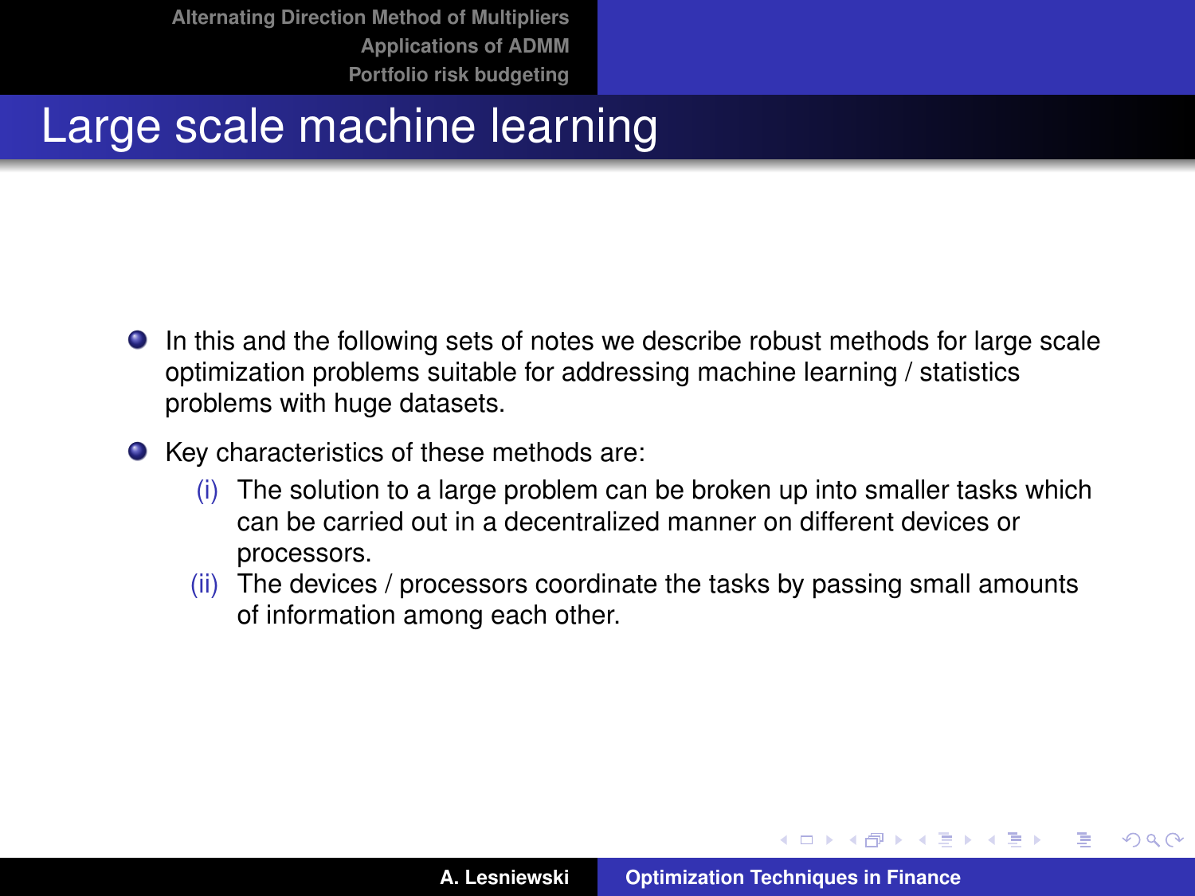# Large scale machine learning

- In this and the following sets of notes we describe robust methods for large scale optimization problems suitable for addressing machine learning / statistics problems with huge datasets.
- Key characteristics of these methods are:
  - (i) The solution to a large problem can be broken up into smaller tasks which can be carried out in a decentralized manner on different devices or processors.
  - (ii) The devices / processors coordinate the tasks by passing small amounts of information among each other.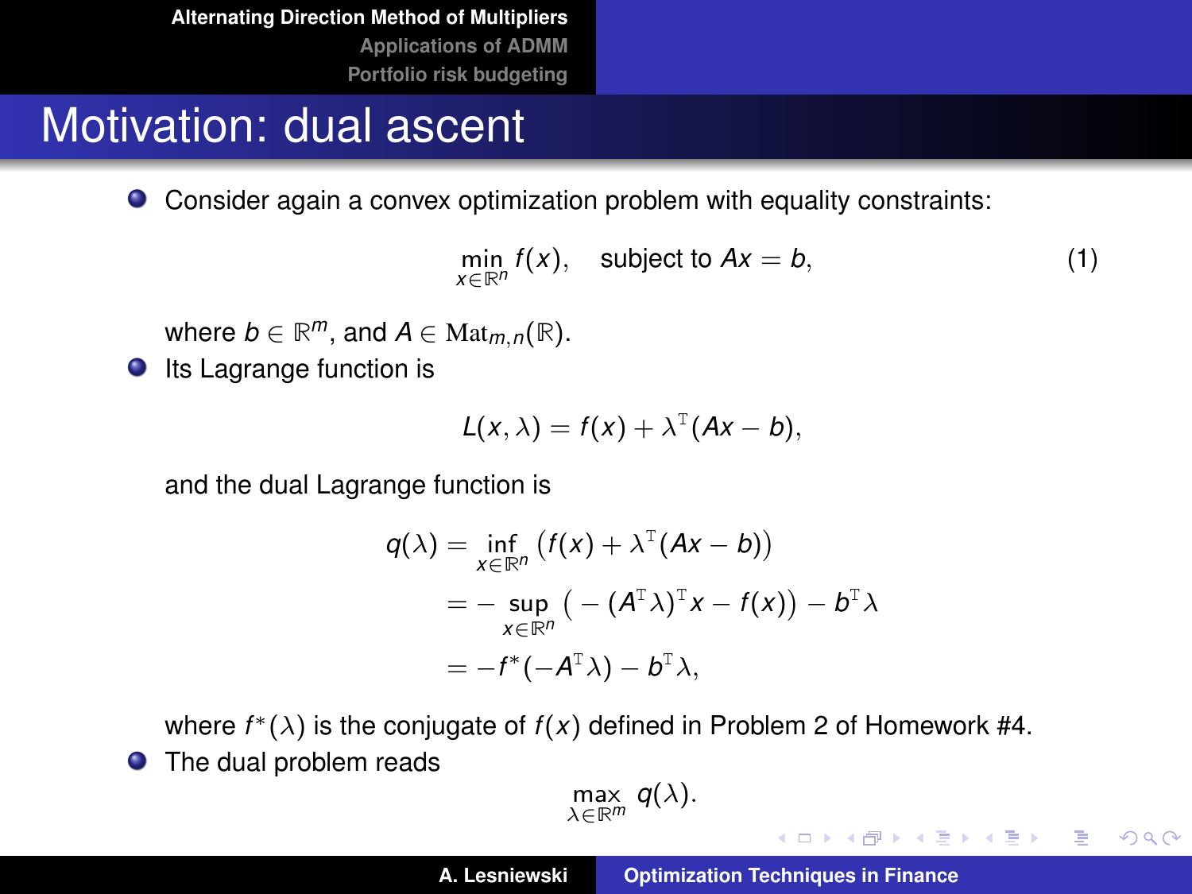# Motivation: dual ascent

- Consider again a convex optimization problem with equality constraints:

$$\min_{x \in \mathbb{R}^n} f(x), \quad \text{subject to } Ax = b, \tag{1}$$

where $b \in \mathbb{R}^m$, and $A \in \mathrm{Mat}_{m,n}(\mathbb{R})$.

- Its Lagrange function is

$$L(x, \lambda) = f(x) + \lambda^{\mathrm{T}}(Ax - b),$$

and the dual Lagrange function is

$$\begin{aligned} q(\lambda) &= \inf_{x \in \mathbb{R}^n} \big( f(x) + \lambda^{\mathrm{T}}(Ax - b) \big) \\ &= - \sup_{x \in \mathbb{R}^n} \big( -(A^{\mathrm{T}}\lambda)^{\mathrm{T}} x - f(x) \big) - b^{\mathrm{T}}\lambda \\ &= -f^*(-A^{\mathrm{T}}\lambda) - b^{\mathrm{T}}\lambda, \end{aligned}$$

where $f^*(\lambda)$ is the conjugate of $f(x)$ defined in Problem 2 of Homework #4.

- The dual problem reads

$$\max_{\lambda \in \mathbb{R}^m} q(\lambda).$$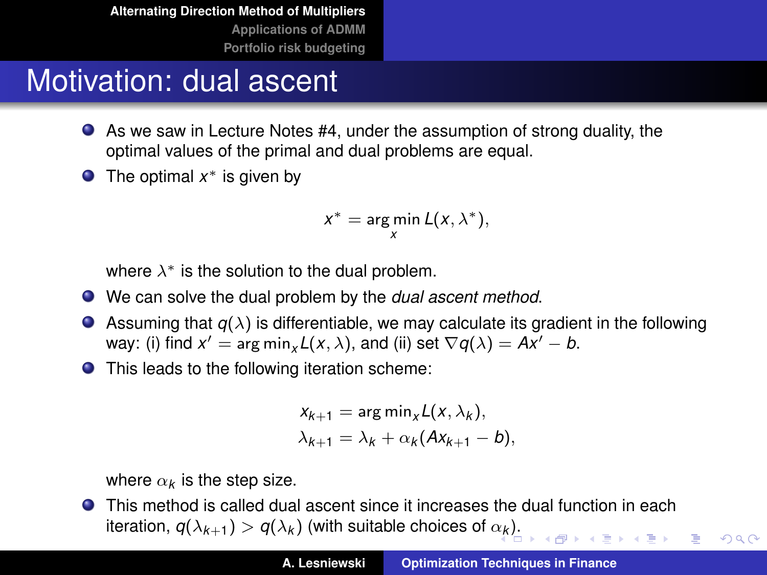# Motivation: dual ascent

- As we saw in Lecture Notes #4, under the assumption of strong duality, the optimal values of the primal and dual problems are equal.
- The optimal $x^*$ is given by

$$x^* = \arg\min_x L(x, \lambda^*),$$

  where $\lambda^*$ is the solution to the dual problem.
- We can solve the dual problem by the *dual ascent method*.
- Assuming that $q(\lambda)$ is differentiable, we may calculate its gradient in the following way: (i) find $x' = \arg\min_x L(x, \lambda)$, and (ii) set $\nabla q(\lambda) = Ax' - b$.
- This leads to the following iteration scheme:

$$\begin{aligned} x_{k+1} &= \arg\min_x L(x, \lambda_k), \\ \lambda_{k+1} &= \lambda_k + \alpha_k (Ax_{k+1} - b), \end{aligned}$$

  where $\alpha_k$ is the step size.
- This method is called dual ascent since it increases the dual function in each iteration, $q(\lambda_{k+1}) > q(\lambda_k)$ (with suitable choices of $\alpha_k$).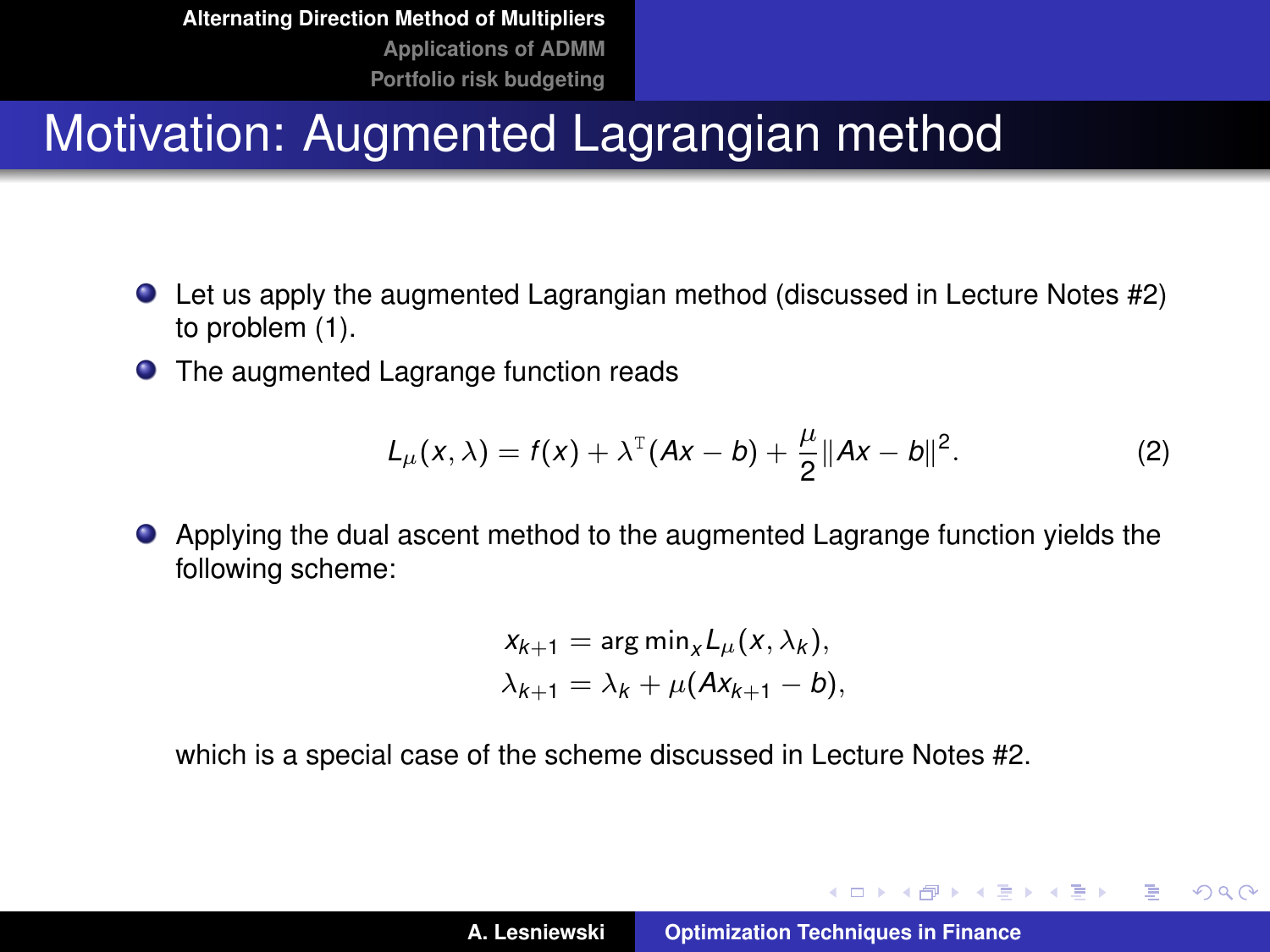# Motivation: Augmented Lagrangian method

- Let us apply the augmented Lagrangian method (discussed in Lecture Notes #2) to problem (1).
- The augmented Lagrange function reads

$$L_\mu(x, \lambda) = f(x) + \lambda^{\mathrm{T}}(Ax - b) + \frac{\mu}{2}\|Ax - b\|^2. \tag{2}$$

- Applying the dual ascent method to the augmented Lagrange function yields the following scheme:

$$\begin{aligned} x_{k+1} &= \arg\min_x L_\mu(x, \lambda_k), \\ \lambda_{k+1} &= \lambda_k + \mu(Ax_{k+1} - b), \end{aligned}$$

  which is a special case of the scheme discussed in Lecture Notes #2.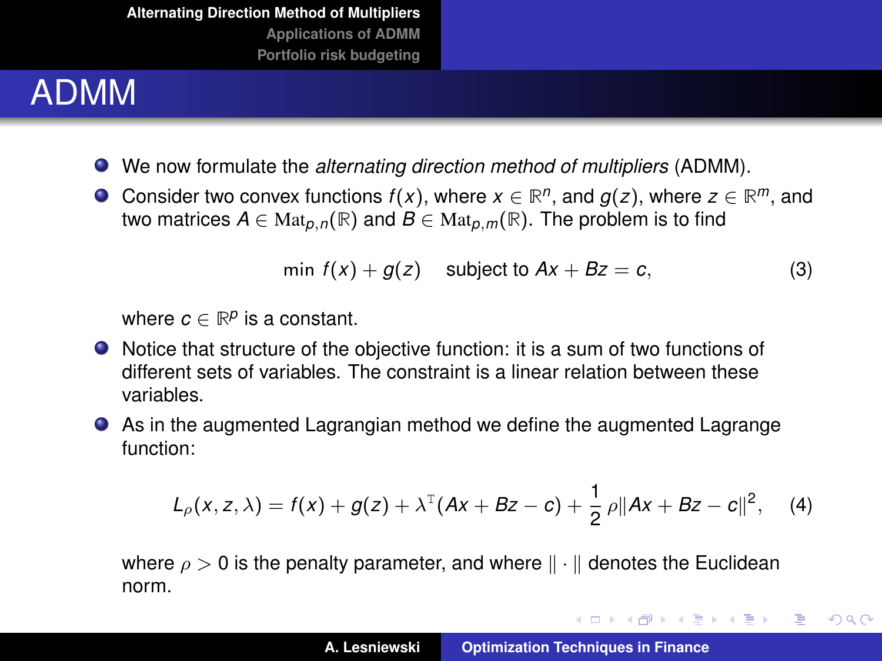# ADMM

- We now formulate the *alternating direction method of multipliers* (ADMM).
- Consider two convex functions $f(x)$, where $x \in \mathbb{R}^n$, and $g(z)$, where $z \in \mathbb{R}^m$, and two matrices $A \in \mathrm{Mat}_{p,n}(\mathbb{R})$ and $B \in \mathrm{Mat}_{p,m}(\mathbb{R})$. The problem is to find

$$\min \; f(x) + g(z) \quad \text{subject to } Ax + Bz = c, \tag{3}$$

  where $c \in \mathbb{R}^p$ is a constant.
- Notice that structure of the objective function: it is a sum of two functions of different sets of variables. The constraint is a linear relation between these variables.
- As in the augmented Lagrangian method we define the augmented Lagrange function:

$$L_\rho(x, z, \lambda) = f(x) + g(z) + \lambda^{\mathrm{T}}(Ax + Bz - c) + \frac{1}{2}\,\rho \|Ax + Bz - c\|^2, \tag{4}$$

  where $\rho > 0$ is the penalty parameter, and where $\|\cdot\|$ denotes the Euclidean norm.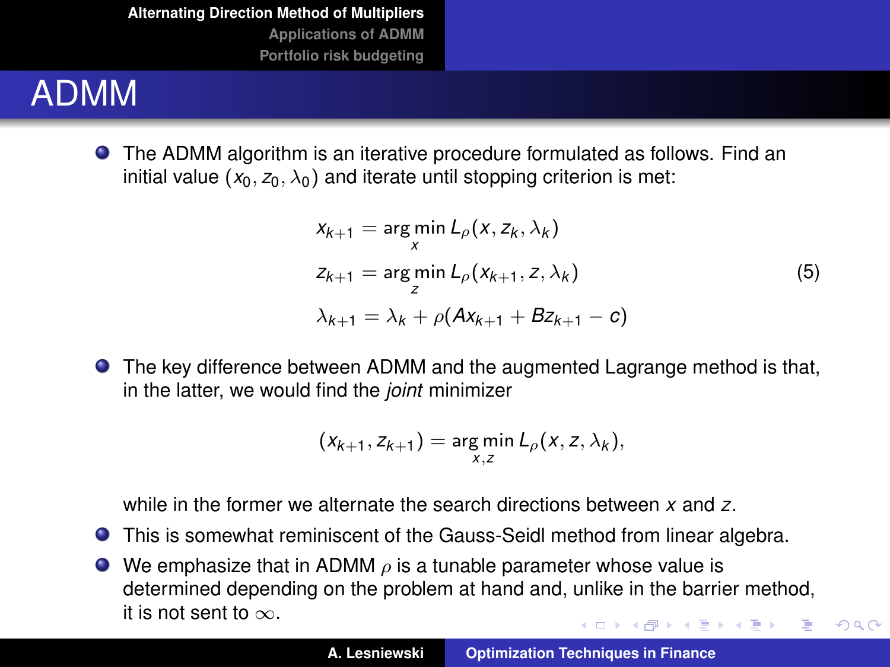# ADMM

- The ADMM algorithm is an iterative procedure formulated as follows. Find an initial value $(x_0, z_0, \lambda_0)$ and iterate until stopping criterion is met:

$$
\begin{aligned}
x_{k+1} &= \arg\min_x L_\rho(x, z_k, \lambda_k) \\
z_{k+1} &= \arg\min_z L_\rho(x_{k+1}, z, \lambda_k) \\
\lambda_{k+1} &= \lambda_k + \rho(Ax_{k+1} + Bz_{k+1} - c)
\end{aligned}
\tag{5}
$$

- The key difference between ADMM and the augmented Lagrange method is that, in the latter, we would find the *joint* minimizer

$$
(x_{k+1}, z_{k+1}) = \arg\min_{x,z} L_\rho(x, z, \lambda_k),
$$

while in the former we alternate the search directions between $x$ and $z$.

- This is somewhat reminiscent of the Gauss-Seidl method from linear algebra.
- We emphasize that in ADMM $\rho$ is a tunable parameter whose value is determined depending on the problem at hand and, unlike in the barrier method, it is not sent to $\infty$.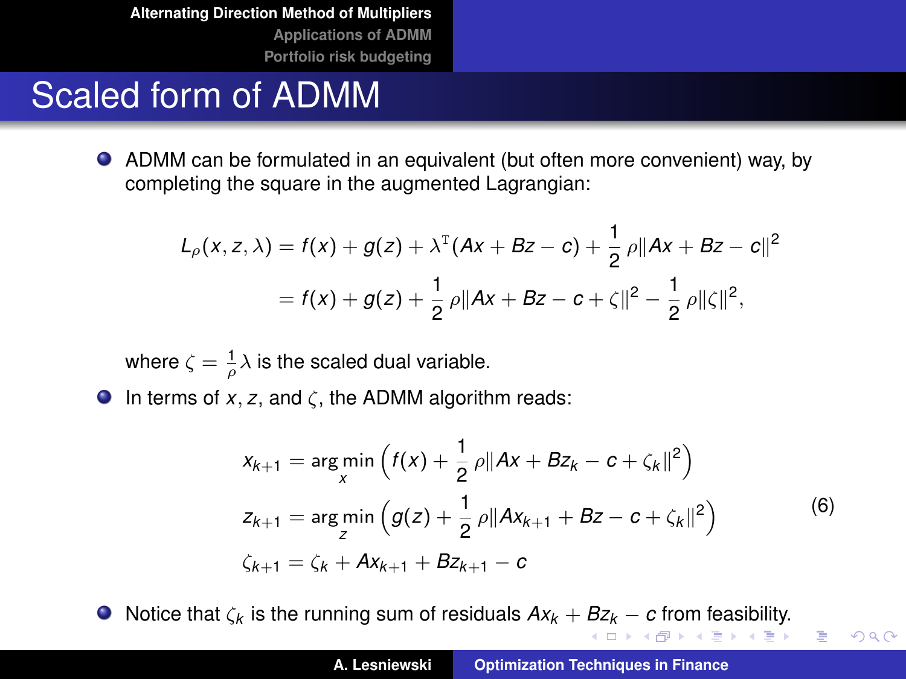# Scaled form of ADMM

- ADMM can be formulated in an equivalent (but often more convenient) way, by completing the square in the augmented Lagrangian:

$$
\begin{aligned}
L_\rho(x, z, \lambda) &= f(x) + g(z) + \lambda^{\mathrm{T}}(Ax + Bz - c) + \frac{1}{2}\,\rho\|Ax + Bz - c\|^2 \\
&= f(x) + g(z) + \frac{1}{2}\,\rho\|Ax + Bz - c + \zeta\|^2 - \frac{1}{2}\,\rho\|\zeta\|^2,
\end{aligned}
$$

  where $\zeta = \frac{1}{\rho}\lambda$ is the scaled dual variable.

- In terms of $x, z$, and $\zeta$, the ADMM algorithm reads:

$$
\begin{aligned}
x_{k+1} &= \arg\min_x \Big( f(x) + \frac{1}{2}\,\rho\|Ax + Bz_k - c + \zeta_k\|^2 \Big) \\
z_{k+1} &= \arg\min_z \Big( g(z) + \frac{1}{2}\,\rho\|Ax_{k+1} + Bz - c + \zeta_k\|^2 \Big) \\
\zeta_{k+1} &= \zeta_k + Ax_{k+1} + Bz_{k+1} - c
\end{aligned}
\tag{6}
$$

- Notice that $\zeta_k$ is the running sum of residuals $Ax_k + Bz_k - c$ from feasibility.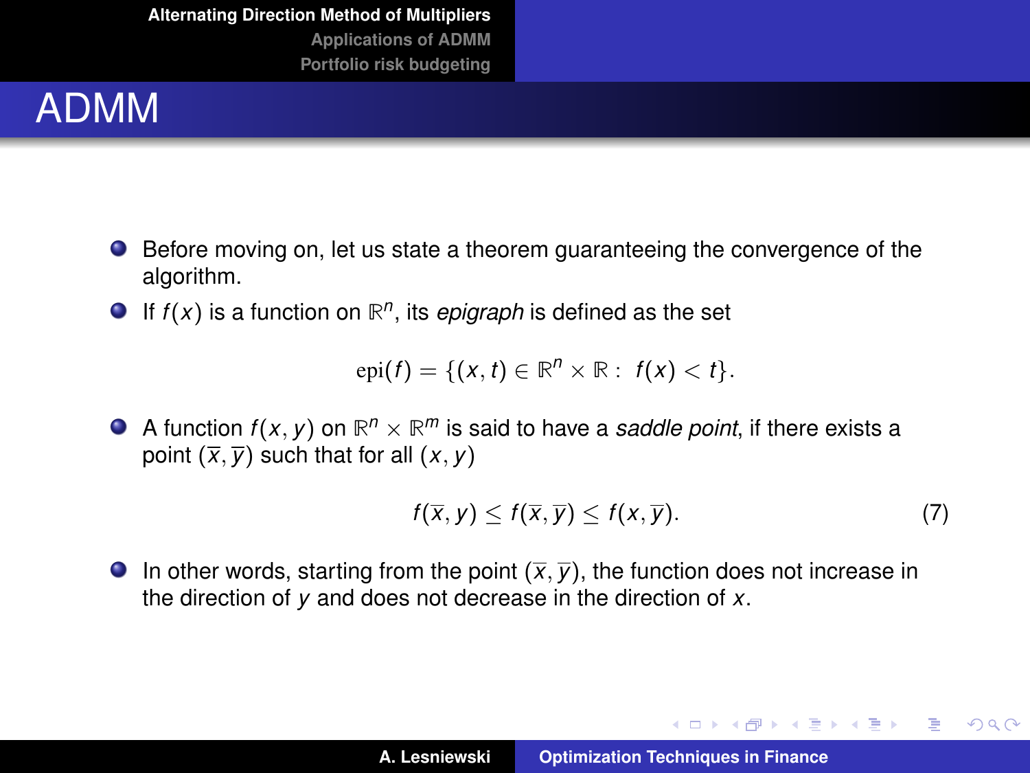# ADMM

- Before moving on, let us state a theorem guaranteeing the convergence of the algorithm.
- If $f(x)$ is a function on $\mathbb{R}^n$, its *epigraph* is defined as the set

$$\mathrm{epi}(f) = \{(x, t) \in \mathbb{R}^n \times \mathbb{R} : \; f(x) < t\}.$$

- A function $f(x, y)$ on $\mathbb{R}^n \times \mathbb{R}^m$ is said to have a *saddle point*, if there exists a point $(\overline{x}, \overline{y})$ such that for all $(x, y)$

$$f(\overline{x}, y) \leq f(\overline{x}, \overline{y}) \leq f(x, \overline{y}). \tag{7}$$

- In other words, starting from the point $(\overline{x}, \overline{y})$, the function does not increase in the direction of $y$ and does not decrease in the direction of $x$.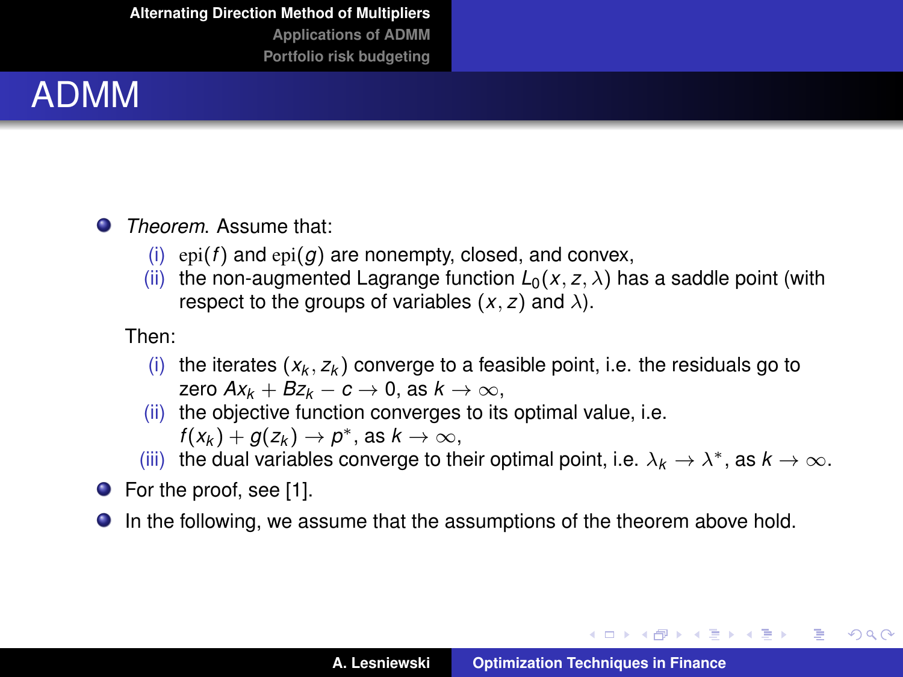# ADMM

- *Theorem*. Assume that:
  - (i) $\mathrm{epi}(f)$ and $\mathrm{epi}(g)$ are nonempty, closed, and convex,
  - (ii) the non-augmented Lagrange function $L_0(x, z, \lambda)$ has a saddle point (with respect to the groups of variables $(x, z)$ and $\lambda$).

  Then:
  - (i) the iterates $(x_k, z_k)$ converge to a feasible point, i.e. the residuals go to zero $Ax_k + Bz_k - c \to 0$, as $k \to \infty$,
  - (ii) the objective function converges to its optimal value, i.e. $f(x_k) + g(z_k) \to p^*$, as $k \to \infty$,
  - (iii) the dual variables converge to their optimal point, i.e. $\lambda_k \to \lambda^*$, as $k \to \infty$.
- For the proof, see [1].
- In the following, we assume that the assumptions of the theorem above hold.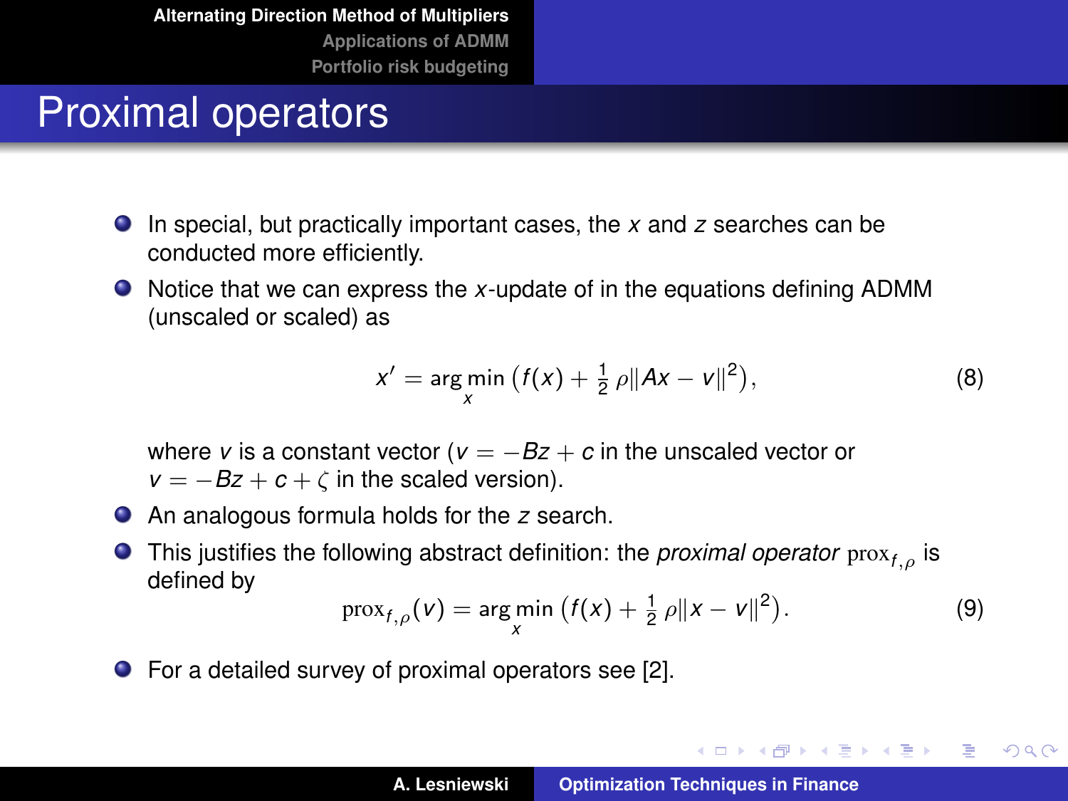# Proximal operators

- In special, but practically important cases, the $x$ and $z$ searches can be conducted more efficiently.
- Notice that we can express the $x$-update of in the equations defining ADMM (unscaled or scaled) as

$$x' = \arg\min_x \left( f(x) + \tfrac{1}{2}\,\rho \|Ax - v\|^2 \right), \tag{8}$$

  where $v$ is a constant vector ($v = -Bz + c$ in the unscaled vector or $v = -Bz + c + \zeta$ in the scaled version).
- An analogous formula holds for the $z$ search.
- This justifies the following abstract definition: the *proximal operator* $\mathrm{prox}_{f,\rho}$ is defined by

$$\mathrm{prox}_{f,\rho}(v) = \arg\min_x \left( f(x) + \tfrac{1}{2}\,\rho \|x - v\|^2 \right). \tag{9}$$

- For a detailed survey of proximal operators see [2].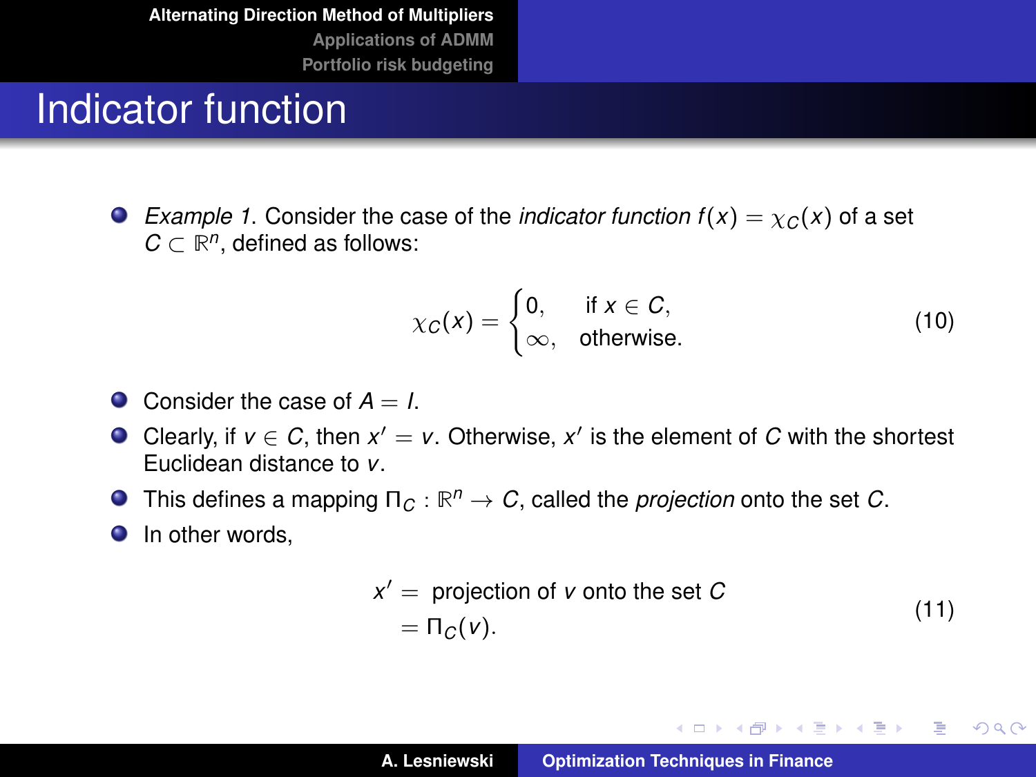# Indicator function

- *Example 1*. Consider the case of the *indicator function* $f(x) = \chi_C(x)$ of a set $C \subset \mathbb{R}^n$, defined as follows:

$$\chi_C(x) = \begin{cases} 0, & \text{if } x \in C, \\ \infty, & \text{otherwise.} \end{cases} \tag{10}$$

- Consider the case of $A = I$.
- Clearly, if $v \in C$, then $x' = v$. Otherwise, $x'$ is the element of $C$ with the shortest Euclidean distance to $v$.
- This defines a mapping $\Pi_C : \mathbb{R}^n \to C$, called the *projection* onto the set $C$.
- In other words,

$$\begin{aligned} x' &= \text{projection of } v \text{ onto the set } C \\ &= \Pi_C(v). \end{aligned} \tag{11}$$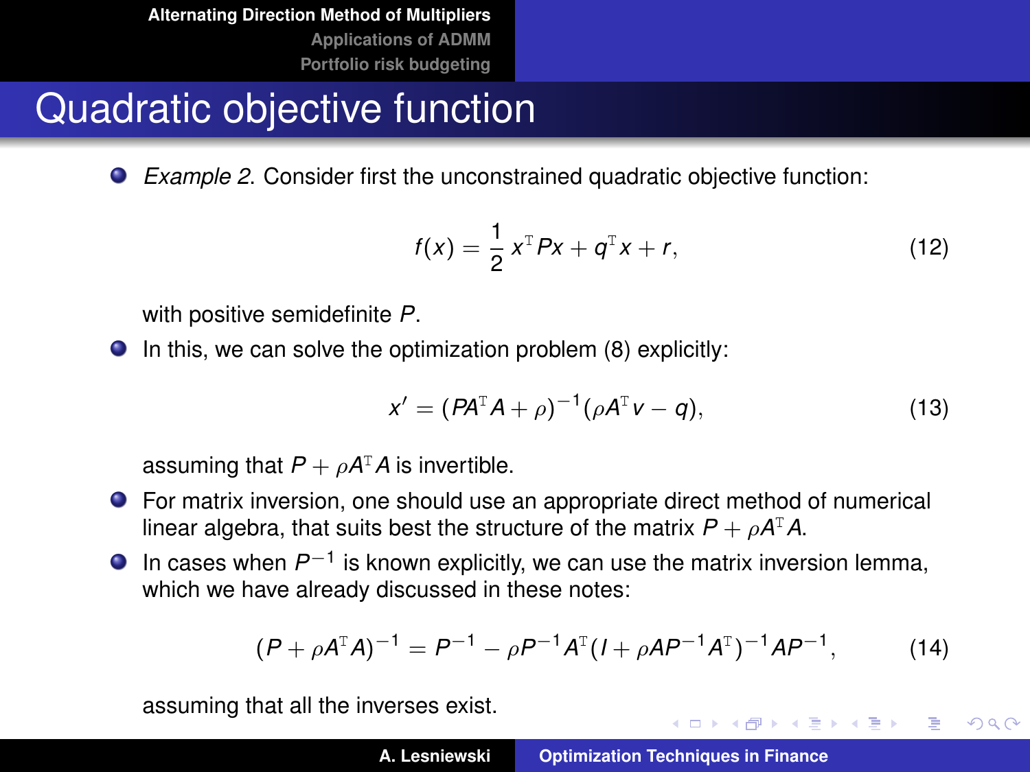# Quadratic objective function

- *Example 2*. Consider first the unconstrained quadratic objective function:

$$f(x) = \frac{1}{2} x^{\mathrm{T}} P x + q^{\mathrm{T}} x + r, \tag{12}$$

with positive semidefinite $P$.

- In this, we can solve the optimization problem (8) explicitly:

$$x' = (PA^{\mathrm{T}} A + \rho)^{-1} (\rho A^{\mathrm{T}} v - q), \tag{13}$$

assuming that $P + \rho A^{\mathrm{T}} A$ is invertible.

- For matrix inversion, one should use an appropriate direct method of numerical linear algebra, that suits best the structure of the matrix $P + \rho A^{\mathrm{T}} A$.
- In cases when $P^{-1}$ is known explicitly, we can use the matrix inversion lemma, which we have already discussed in these notes:

$$(P + \rho A^{\mathrm{T}} A)^{-1} = P^{-1} - \rho P^{-1} A^{\mathrm{T}} (I + \rho A P^{-1} A^{\mathrm{T}})^{-1} A P^{-1}, \tag{14}$$

assuming that all the inverses exist.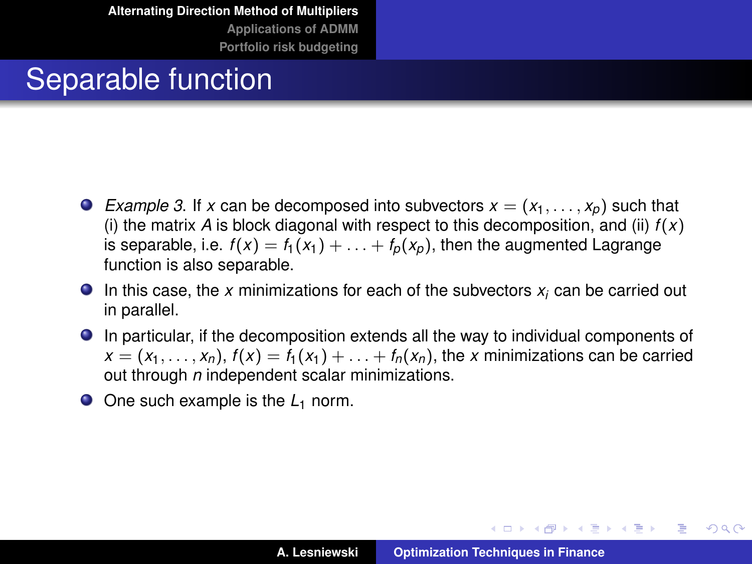# Separable function

- *Example 3*. If $x$ can be decomposed into subvectors $x = (x_1, \ldots, x_p)$ such that (i) the matrix $A$ is block diagonal with respect to this decomposition, and (ii) $f(x)$ is separable, i.e. $f(x) = f_1(x_1) + \ldots + f_p(x_p)$, then the augmented Lagrange function is also separable.
- In this case, the $x$ minimizations for each of the subvectors $x_i$ can be carried out in parallel.
- In particular, if the decomposition extends all the way to individual components of $x = (x_1, \ldots, x_n)$, $f(x) = f_1(x_1) + \ldots + f_n(x_n)$, the $x$ minimizations can be carried out through $n$ independent scalar minimizations.
- One such example is the $L_1$ norm.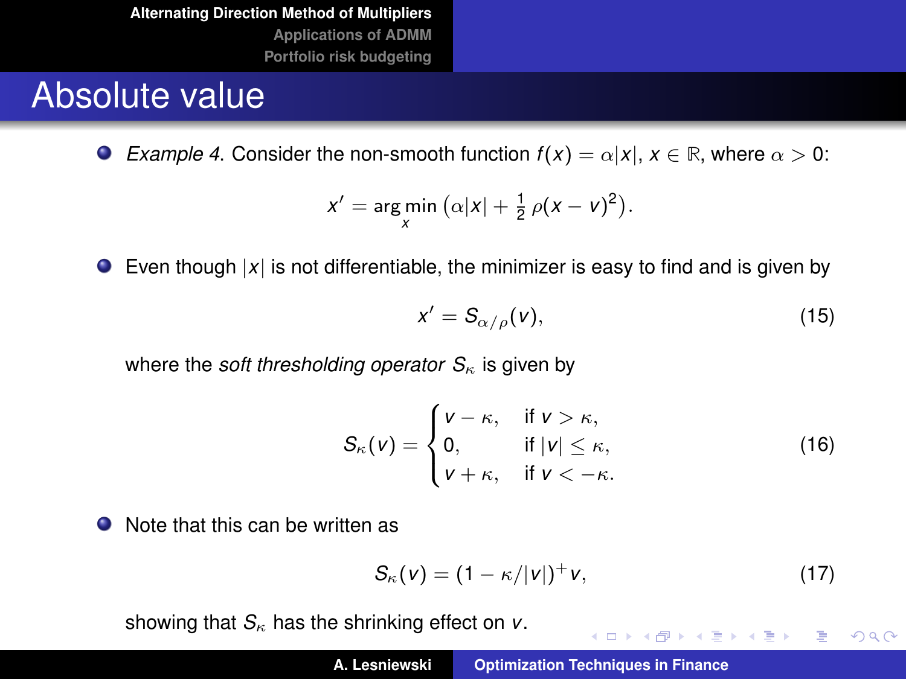# Absolute value

- *Example 4*. Consider the non-smooth function $f(x) = \alpha|x|$, $x \in \mathbb{R}$, where $\alpha > 0$:

$$x' = \arg\min_{x} \left(\alpha|x| + \frac{1}{2}\,\rho(x - v)^2\right).$$

- Even though $|x|$ is not differentiable, the minimizer is easy to find and is given by

$$x' = S_{\alpha/\rho}(v), \tag{15}$$

where the *soft thresholding operator* $S_\kappa$ is given by

$$S_\kappa(v) = \begin{cases} v - \kappa, & \text{if } v > \kappa, \\ 0, & \text{if } |v| \leq \kappa, \\ v + \kappa, & \text{if } v < -\kappa. \end{cases} \tag{16}$$

- Note that this can be written as

$$S_\kappa(v) = (1 - \kappa/|v|)^+ v, \tag{17}$$

showing that $S_\kappa$ has the shrinking effect on $v$.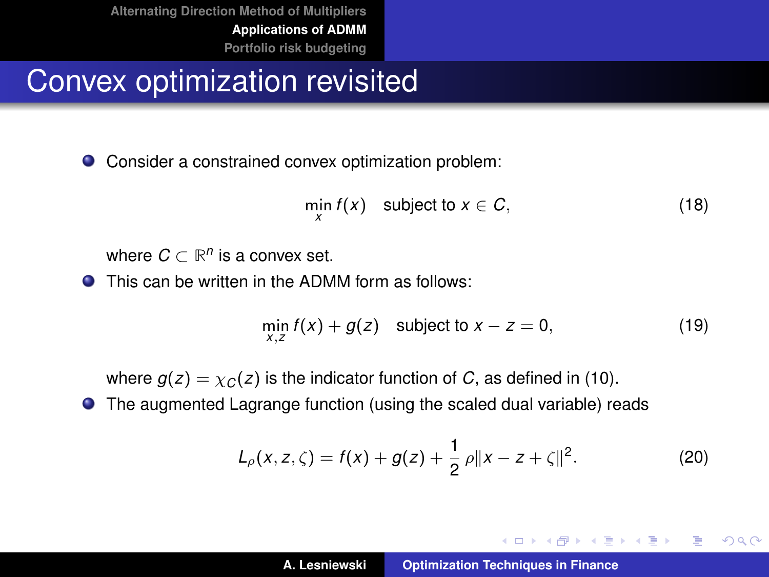# Convex optimization revisited

- Consider a constrained convex optimization problem:

$$\min_x f(x) \quad \text{subject to } x \in C, \tag{18}$$

where $C \subset \mathbb{R}^n$ is a convex set.

- This can be written in the ADMM form as follows:

$$\min_{x,z} f(x) + g(z) \quad \text{subject to } x - z = 0, \tag{19}$$

where $g(z) = \chi_C(z)$ is the indicator function of $C$, as defined in (10).

- The augmented Lagrange function (using the scaled dual variable) reads

$$L_\rho(x, z, \zeta) = f(x) + g(z) + \frac{1}{2}\rho\|x - z + \zeta\|^2. \tag{20}$$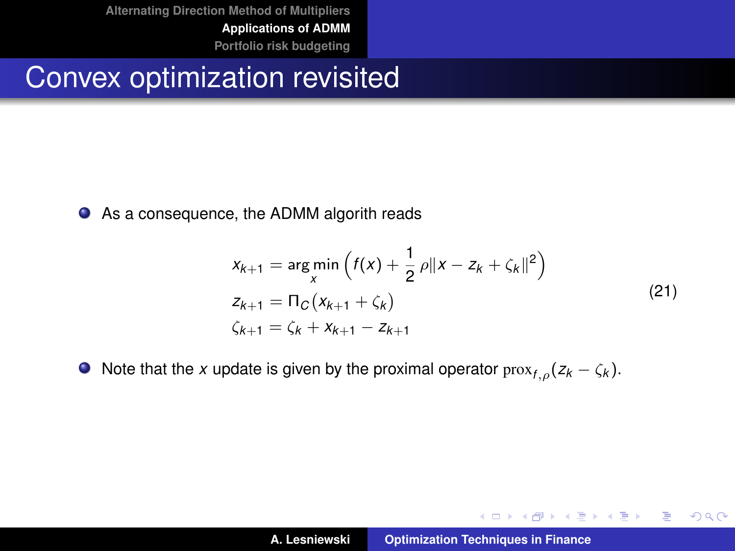# Convex optimization revisited

- As a consequence, the ADMM algorith reads

$$
\begin{aligned}
x_{k+1} &= \arg\min_x \Big( f(x) + \frac{1}{2}\,\rho \|x - z_k + \zeta_k\|^2 \Big) \\
z_{k+1} &= \Pi_C\big(x_{k+1} + \zeta_k\big) \\
\zeta_{k+1} &= \zeta_k + x_{k+1} - z_{k+1}
\end{aligned}
\tag{21}
$$

- Note that the $x$ update is given by the proximal operator $\mathrm{prox}_{f,\rho}(z_k - \zeta_k)$.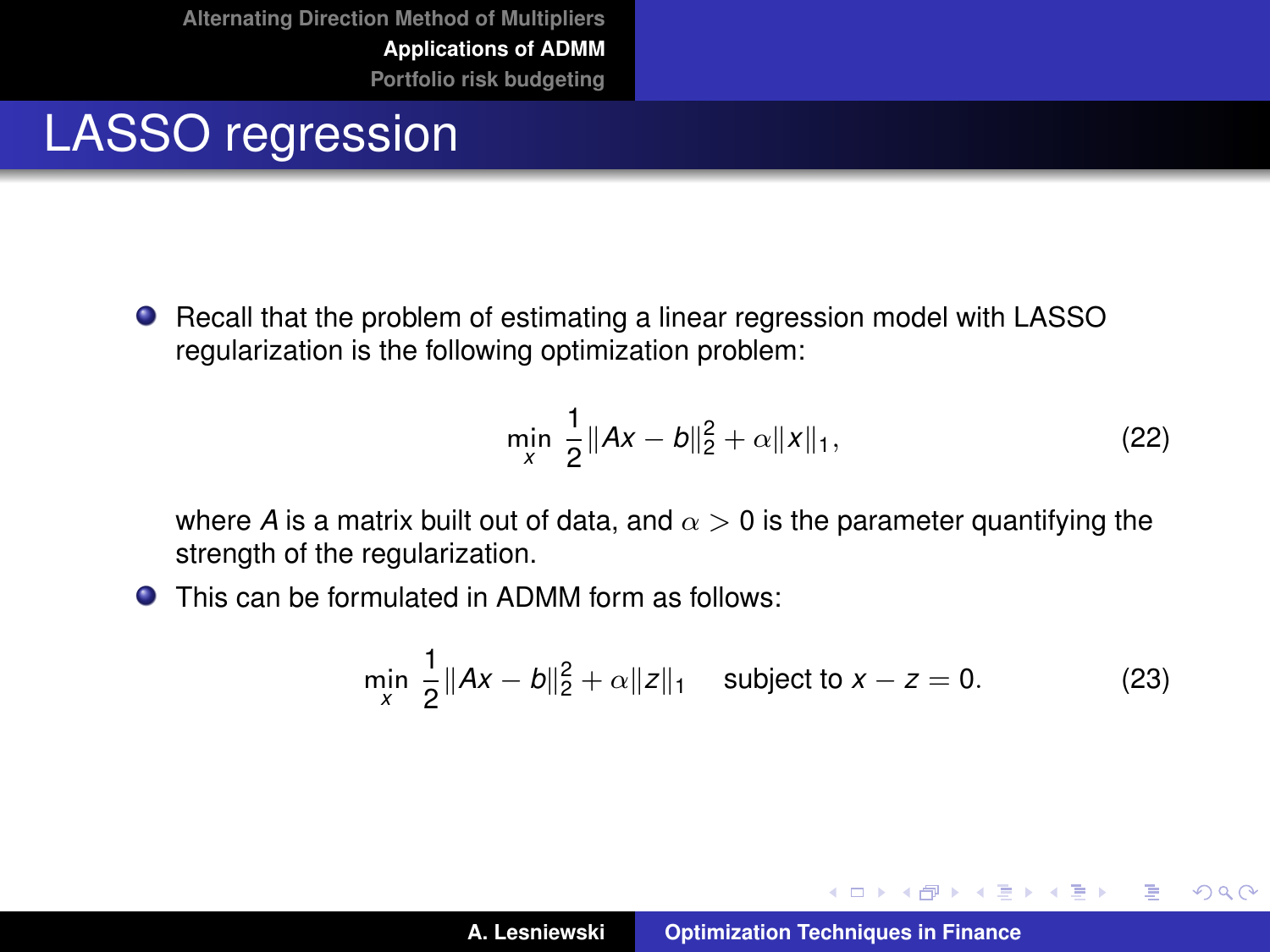# LASSO regression

- Recall that the problem of estimating a linear regression model with LASSO regularization is the following optimization problem:

$$\min_{x} \frac{1}{2}\|Ax - b\|_2^2 + \alpha\|x\|_1, \tag{22}$$

  where $A$ is a matrix built out of data, and $\alpha > 0$ is the parameter quantifying the strength of the regularization.

- This can be formulated in ADMM form as follows:

$$\min_{x} \frac{1}{2}\|Ax - b\|_2^2 + \alpha\|z\|_1 \quad \text{subject to } x - z = 0. \tag{23}$$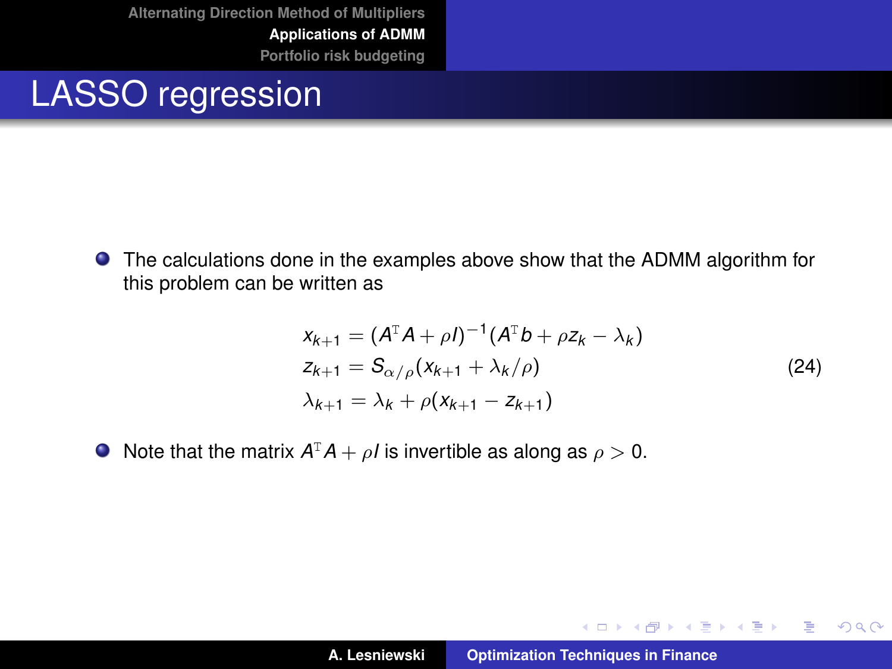# LASSO regression

- The calculations done in the examples above show that the ADMM algorithm for this problem can be written as

$$
\begin{aligned}
x_{k+1} &= (A^{\mathrm{T}} A + \rho I)^{-1} (A^{\mathrm{T}} b + \rho z_k - \lambda_k) \\
z_{k+1} &= S_{\alpha/\rho}(x_{k+1} + \lambda_k/\rho) \\
\lambda_{k+1} &= \lambda_k + \rho(x_{k+1} - z_{k+1})
\end{aligned}
\tag{24}
$$

- Note that the matrix $A^{\mathrm{T}} A + \rho I$ is invertible as along as $\rho > 0$.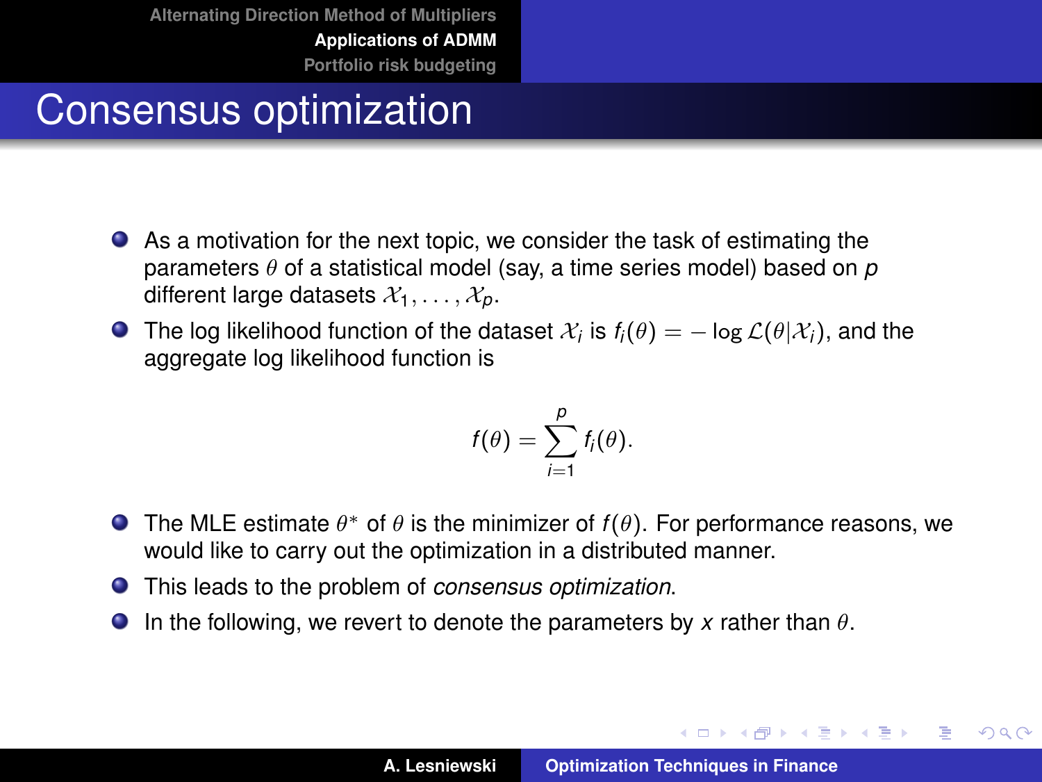# Consensus optimization

- As a motivation for the next topic, we consider the task of estimating the parameters $\theta$ of a statistical model (say, a time series model) based on $p$ different large datasets $\mathcal{X}_1, \ldots, \mathcal{X}_p$.
- The log likelihood function of the dataset $\mathcal{X}_i$ is $f_i(\theta) = -\log \mathcal{L}(\theta|\mathcal{X}_i)$, and the aggregate log likelihood function is

$$f(\theta) = \sum_{i=1}^{p} f_i(\theta).$$

- The MLE estimate $\theta^*$ of $\theta$ is the minimizer of $f(\theta)$. For performance reasons, we would like to carry out the optimization in a distributed manner.
- This leads to the problem of *consensus optimization*.
- In the following, we revert to denote the parameters by $x$ rather than $\theta$.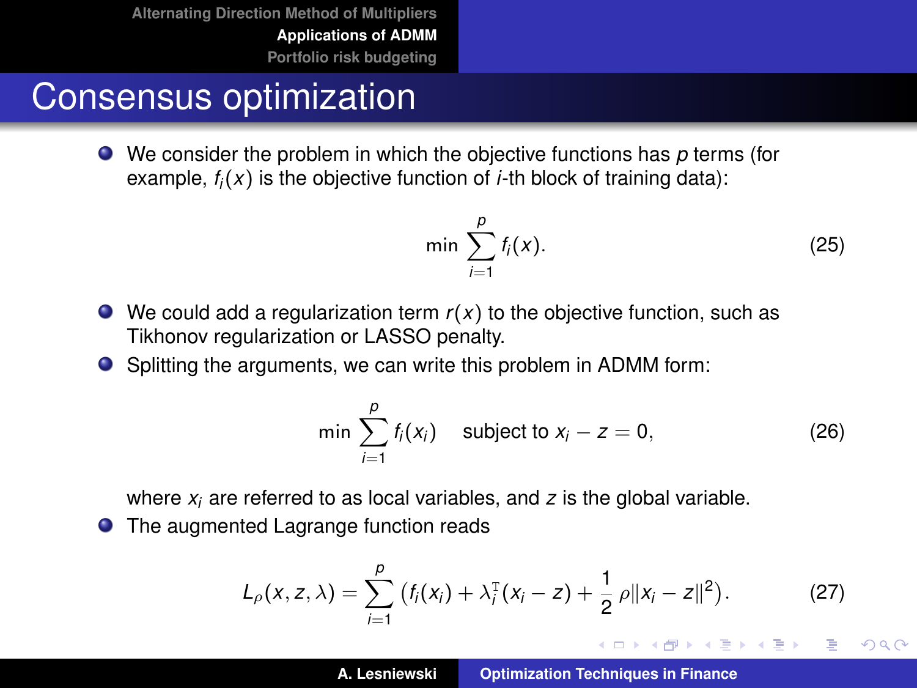# Consensus optimization

- We consider the problem in which the objective functions has $p$ terms (for example, $f_i(x)$ is the objective function of $i$-th block of training data):

$$\min \sum_{i=1}^{p} f_i(x). \tag{25}$$

- We could add a regularization term $r(x)$ to the objective function, such as Tikhonov regularization or LASSO penalty.
- Splitting the arguments, we can write this problem in ADMM form:

$$\min \sum_{i=1}^{p} f_i(x_i) \quad \text{subject to } x_i - z = 0, \tag{26}$$

  where $x_i$ are referred to as local variables, and $z$ is the global variable.
- The augmented Lagrange function reads

$$L_\rho(x, z, \lambda) = \sum_{i=1}^{p} \left( f_i(x_i) + \lambda_i^{\mathrm{T}}(x_i - z) + \frac{1}{2}\,\rho \|x_i - z\|^2 \right). \tag{27}$$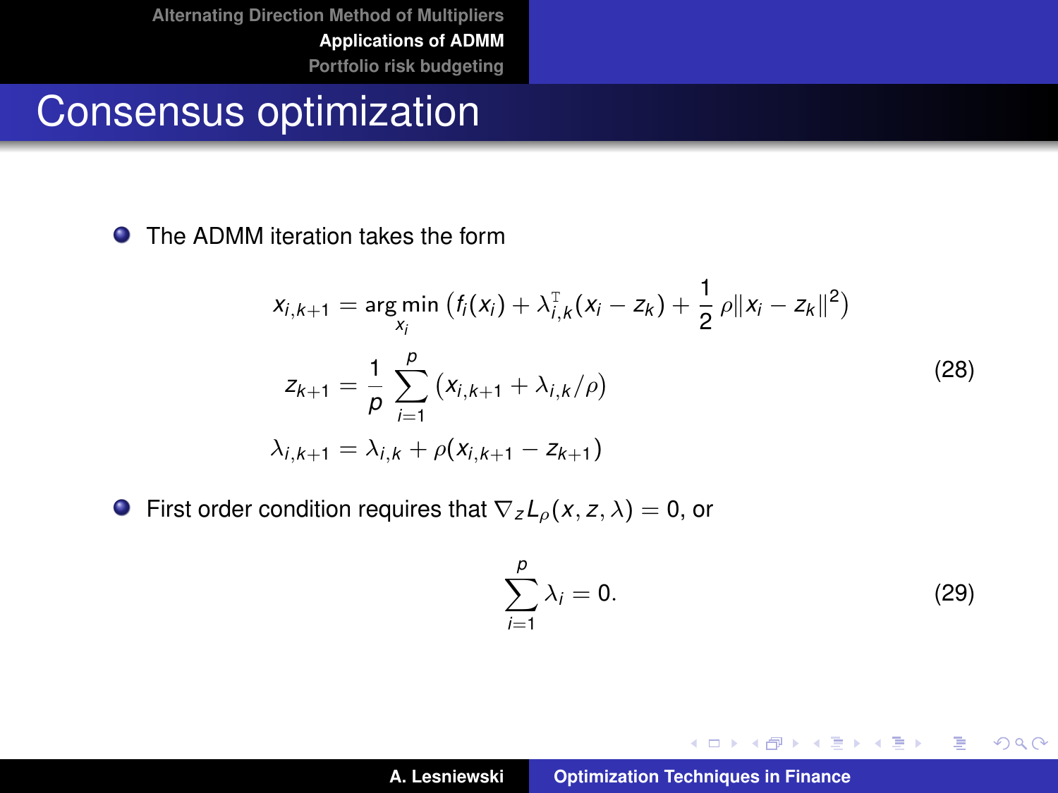# Consensus optimization

- The ADMM iteration takes the form

$$
\begin{aligned}
x_{i,k+1} &= \arg\min_{x_i} \left( f_i(x_i) + \lambda_{i,k}^{\mathrm{T}} (x_i - z_k) + \frac{1}{2}\, \rho \|x_i - z_k\|^2 \right) \\
z_{k+1} &= \frac{1}{p} \sum_{i=1}^{p} \left( x_{i,k+1} + \lambda_{i,k}/\rho \right) \\
\lambda_{i,k+1} &= \lambda_{i,k} + \rho (x_{i,k+1} - z_{k+1})
\end{aligned}
\tag{28}
$$

- First order condition requires that $\nabla_z L_\rho(x, z, \lambda) = 0$, or

$$
\sum_{i=1}^{p} \lambda_i = 0. \tag{29}
$$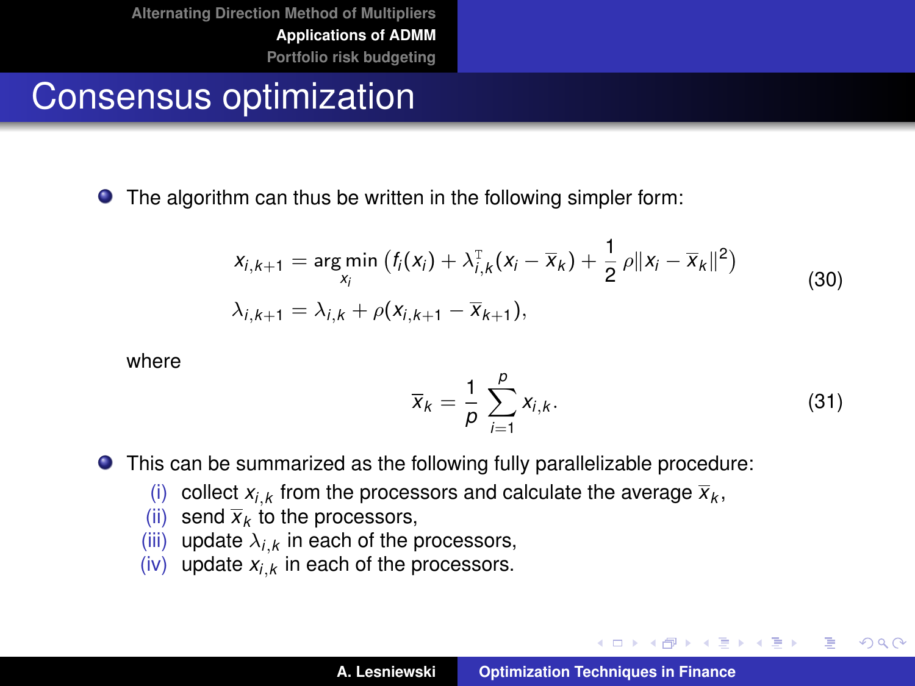# Consensus optimization

- The algorithm can thus be written in the following simpler form:

$$
\begin{aligned}
x_{i,k+1} &= \arg\min_{x_i} \left( f_i(x_i) + \lambda_{i,k}^{\mathrm{T}}(x_i - \overline{x}_k) + \frac{1}{2}\,\rho\|x_i - \overline{x}_k\|^2 \right) \\
\lambda_{i,k+1} &= \lambda_{i,k} + \rho(x_{i,k+1} - \overline{x}_{k+1}),
\end{aligned}
\tag{30}
$$

where

$$
\overline{x}_k = \frac{1}{p} \sum_{i=1}^{p} x_{i,k}. \tag{31}
$$

- This can be summarized as the following fully parallelizable procedure:
  - (i) collect $x_{i,k}$ from the processors and calculate the average $\overline{x}_k$,
  - (ii) send $\overline{x}_k$ to the processors,
  - (iii) update $\lambda_{i,k}$ in each of the processors,
  - (iv) update $x_{i,k}$ in each of the processors.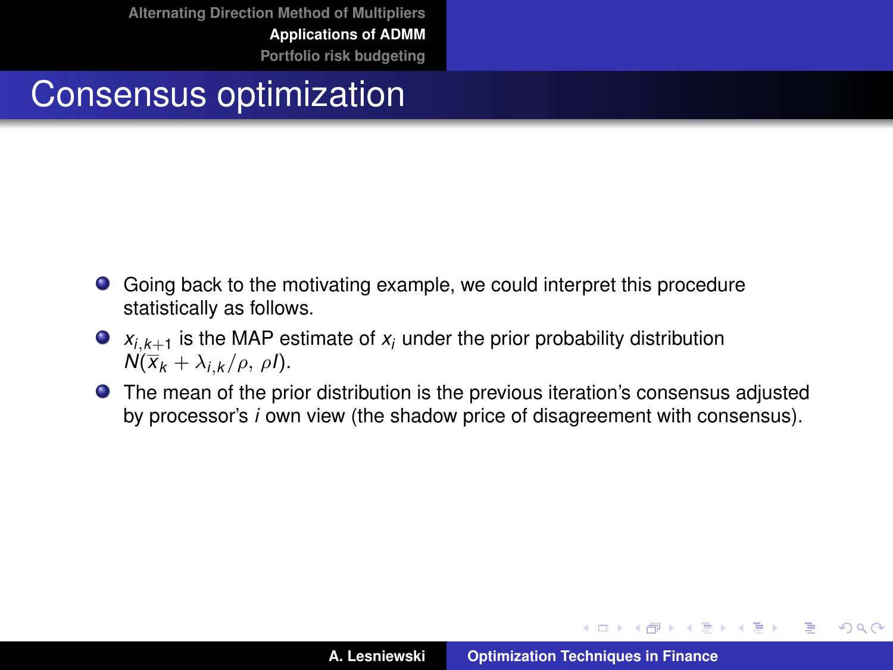# Consensus optimization

- Going back to the motivating example, we could interpret this procedure statistically as follows.
- $x_{i,k+1}$ is the MAP estimate of $x_i$ under the prior probability distribution $N(\overline{x}_k + \lambda_{i,k}/\rho,\ \rho I)$.
- The mean of the prior distribution is the previous iteration's consensus adjusted by processor's $i$ own view (the shadow price of disagreement with consensus).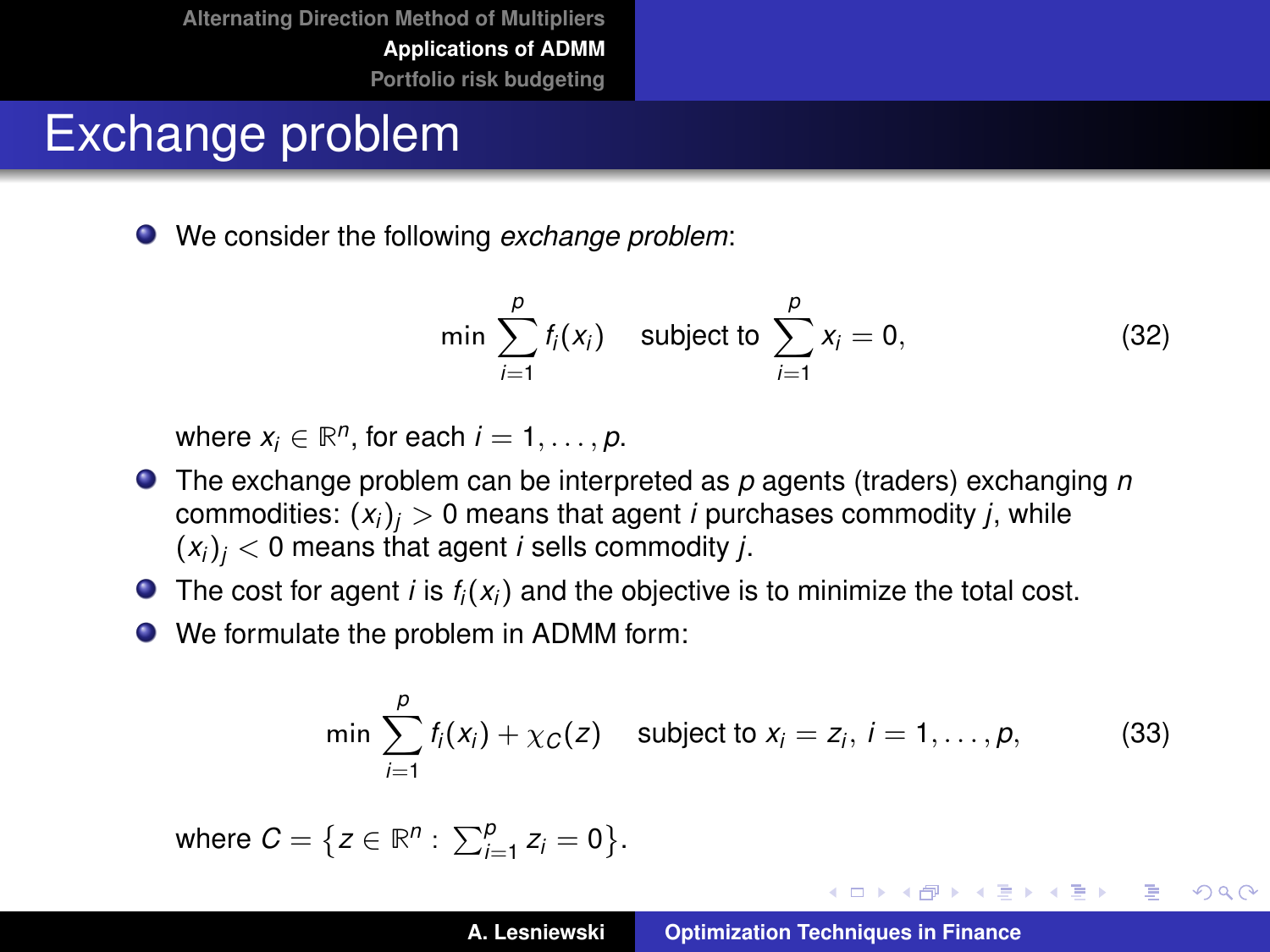# Exchange problem

- We consider the following *exchange problem*:

$$\min \sum_{i=1}^{p} f_i(x_i) \quad \text{subject to } \sum_{i=1}^{p} x_i = 0, \tag{32}$$

where $x_i \in \mathbb{R}^n$, for each $i = 1, \ldots, p$.

- The exchange problem can be interpreted as $p$ agents (traders) exchanging $n$ commodities: $(x_i)_j > 0$ means that agent $i$ purchases commodity $j$, while $(x_i)_j < 0$ means that agent $i$ sells commodity $j$.
- The cost for agent $i$ is $f_i(x_i)$ and the objective is to minimize the total cost.
- We formulate the problem in ADMM form:

$$\min \sum_{i=1}^{p} f_i(x_i) + \chi_C(z) \quad \text{subject to } x_i = z_i,\ i = 1, \ldots, p, \tag{33}$$

where $C = \{z \in \mathbb{R}^n : \sum_{i=1}^{p} z_i = 0\}$.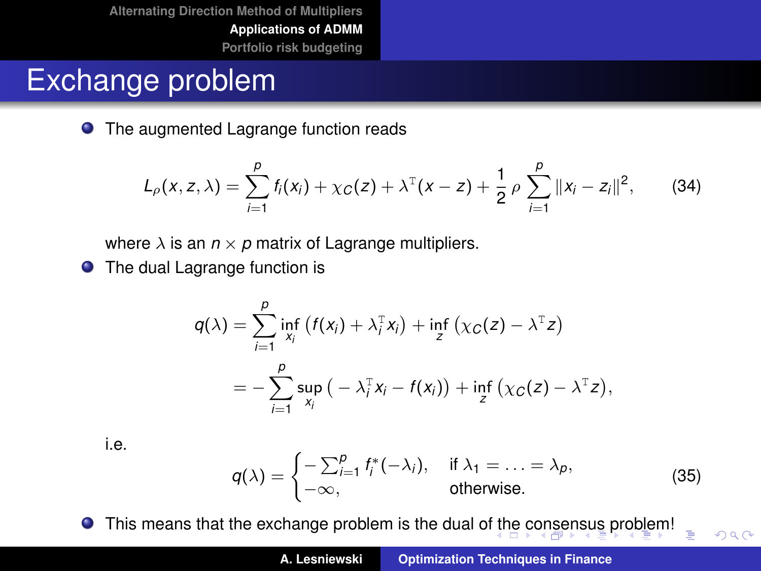# Exchange problem

- The augmented Lagrange function reads

$$L_\rho(x, z, \lambda) = \sum_{i=1}^{p} f_i(x_i) + \chi_C(z) + \lambda^{\mathrm{T}}(x - z) + \frac{1}{2}\rho \sum_{i=1}^{p} \|x_i - z_i\|^2, \tag{34}$$

where $\lambda$ is an $n \times p$ matrix of Lagrange multipliers.

- The dual Lagrange function is

$$\begin{aligned} q(\lambda) &= \sum_{i=1}^{p} \inf_{x_i} \big(f(x_i) + \lambda_i^{\mathrm{T}} x_i\big) + \inf_{z} \big(\chi_C(z) - \lambda^{\mathrm{T}} z\big) \\ &= -\sum_{i=1}^{p} \sup_{x_i} \big( - \lambda_i^{\mathrm{T}} x_i - f(x_i)\big) + \inf_{z} \big(\chi_C(z) - \lambda^{\mathrm{T}} z\big), \end{aligned}$$

i.e.

$$q(\lambda) = \begin{cases} -\sum_{i=1}^{p} f_i^*(-\lambda_i), & \text{if } \lambda_1 = \ldots = \lambda_p, \\ -\infty, & \text{otherwise.} \end{cases} \tag{35}$$

- This means that the exchange problem is the dual of the consensus problem!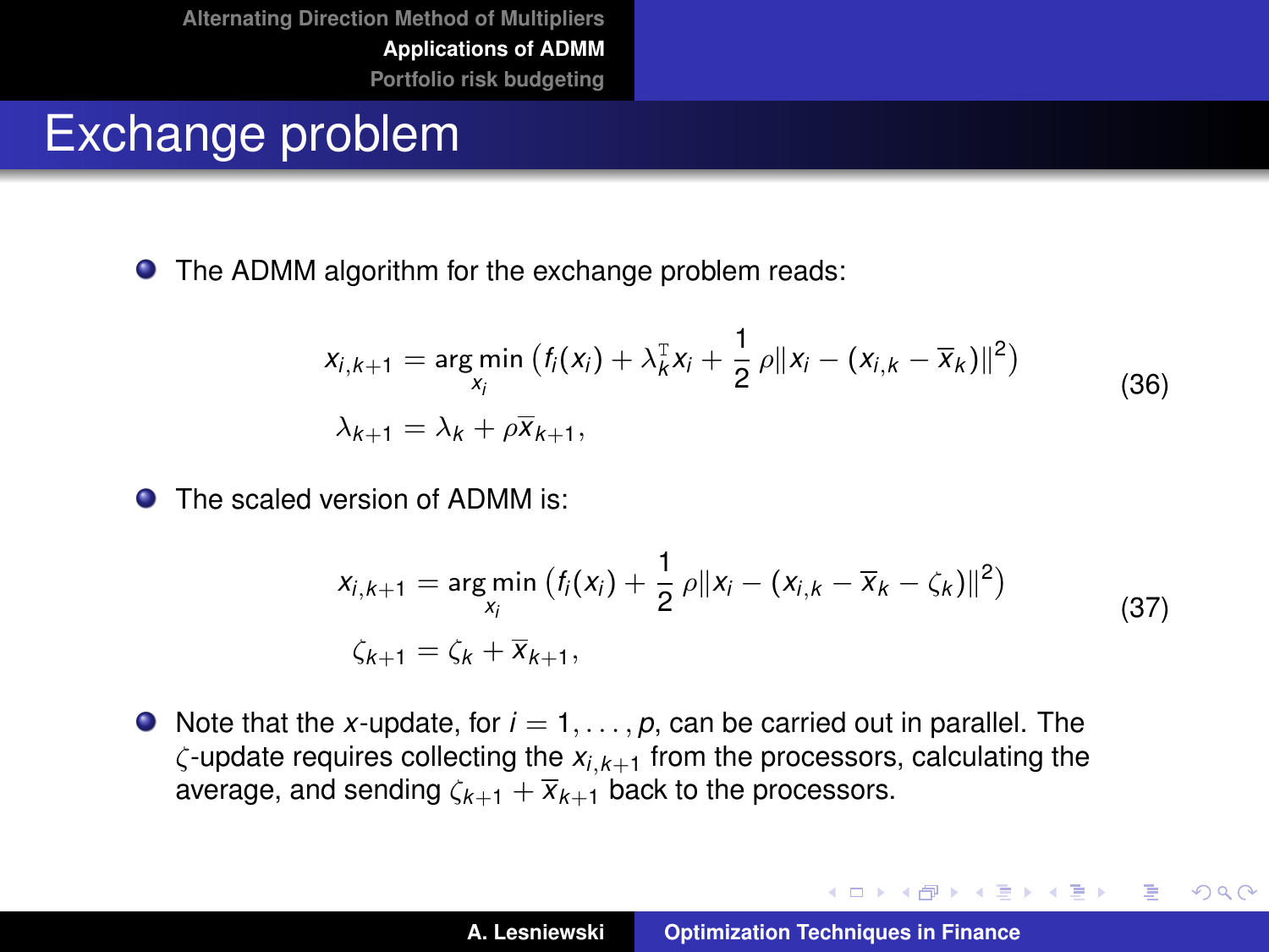# Exchange problem

- The ADMM algorithm for the exchange problem reads:

$$
\begin{aligned}
x_{i,k+1} &= \arg\min_{x_i} \left( f_i(x_i) + \lambda_k^{\mathrm{T}} x_i + \frac{1}{2}\,\rho \| x_i - (x_{i,k} - \overline{x}_k) \|^2 \right) \\
\lambda_{k+1} &= \lambda_k + \rho \overline{x}_{k+1},
\end{aligned}
\tag{36}
$$

- The scaled version of ADMM is:

$$
\begin{aligned}
x_{i,k+1} &= \arg\min_{x_i} \left( f_i(x_i) + \frac{1}{2}\,\rho \| x_i - (x_{i,k} - \overline{x}_k - \zeta_k) \|^2 \right) \\
\zeta_{k+1} &= \zeta_k + \overline{x}_{k+1},
\end{aligned}
\tag{37}
$$

- Note that the $x$-update, for $i = 1, \ldots, p$, can be carried out in parallel. The $\zeta$-update requires collecting the $x_{i,k+1}$ from the processors, calculating the average, and sending $\zeta_{k+1} + \overline{x}_{k+1}$ back to the processors.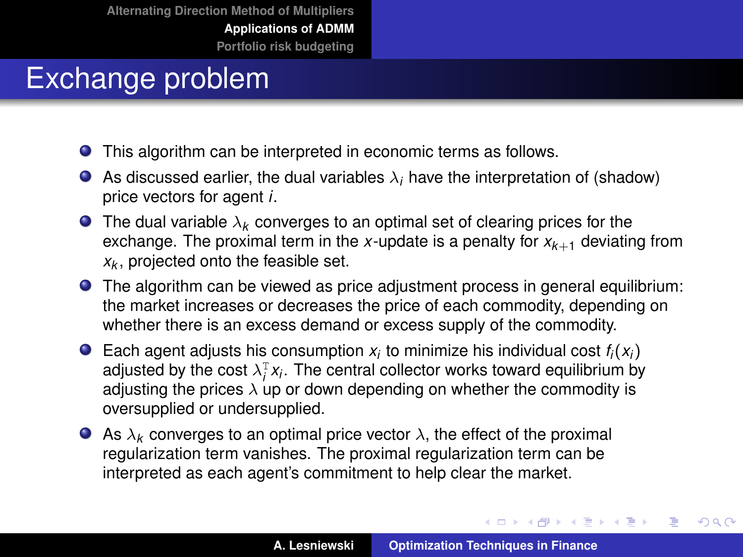# Exchange problem

- This algorithm can be interpreted in economic terms as follows.
- As discussed earlier, the dual variables $\lambda_i$ have the interpretation of (shadow) price vectors for agent $i$.
- The dual variable $\lambda_k$ converges to an optimal set of clearing prices for the exchange. The proximal term in the $x$-update is a penalty for $x_{k+1}$ deviating from $x_k$, projected onto the feasible set.
- The algorithm can be viewed as price adjustment process in general equilibrium: the market increases or decreases the price of each commodity, depending on whether there is an excess demand or excess supply of the commodity.
- Each agent adjusts his consumption $x_i$ to minimize his individual cost $f_i(x_i)$ adjusted by the cost $\lambda_i^{\mathrm{T}} x_i$. The central collector works toward equilibrium by adjusting the prices $\lambda$ up or down depending on whether the commodity is oversupplied or undersupplied.
- As $\lambda_k$ converges to an optimal price vector $\lambda$, the effect of the proximal regularization term vanishes. The proximal regularization term can be interpreted as each agent's commitment to help clear the market.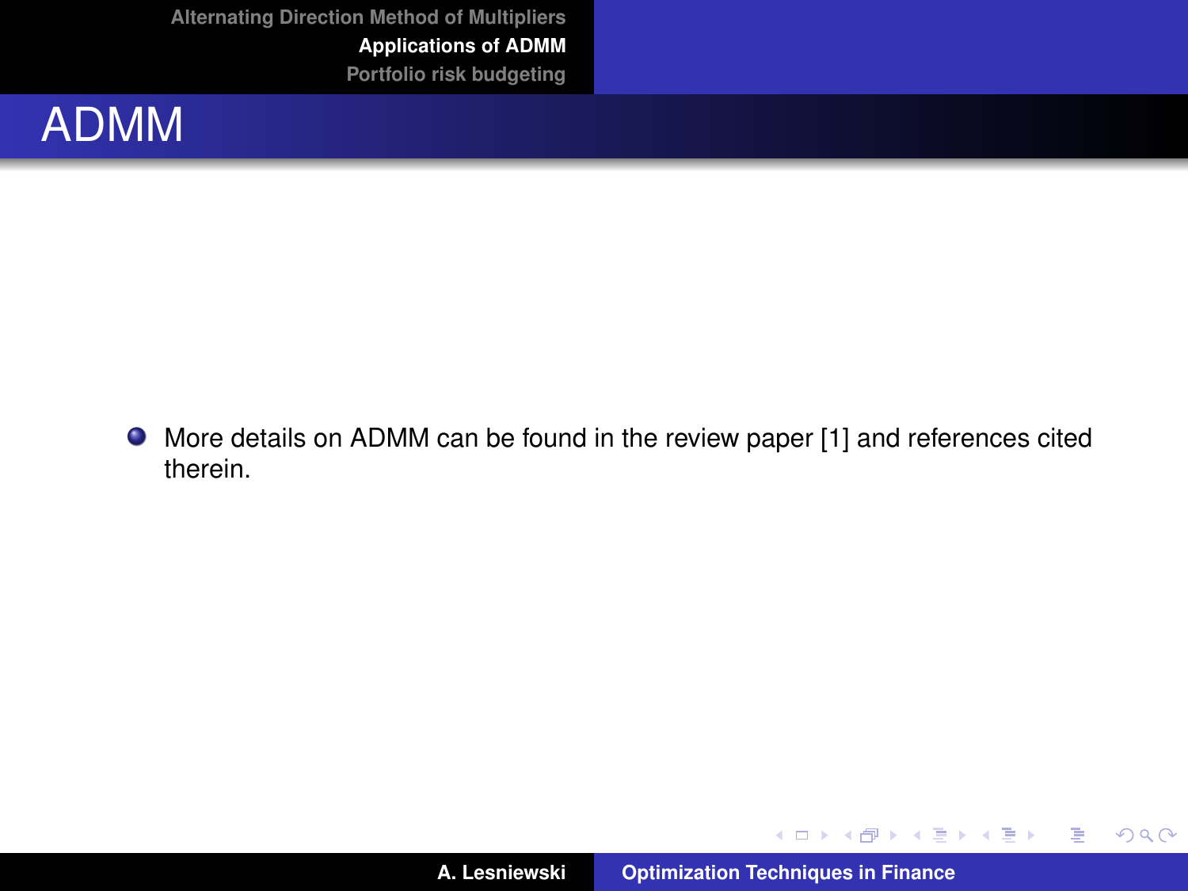# ADMM

- More details on ADMM can be found in the review paper [1] and references cited therein.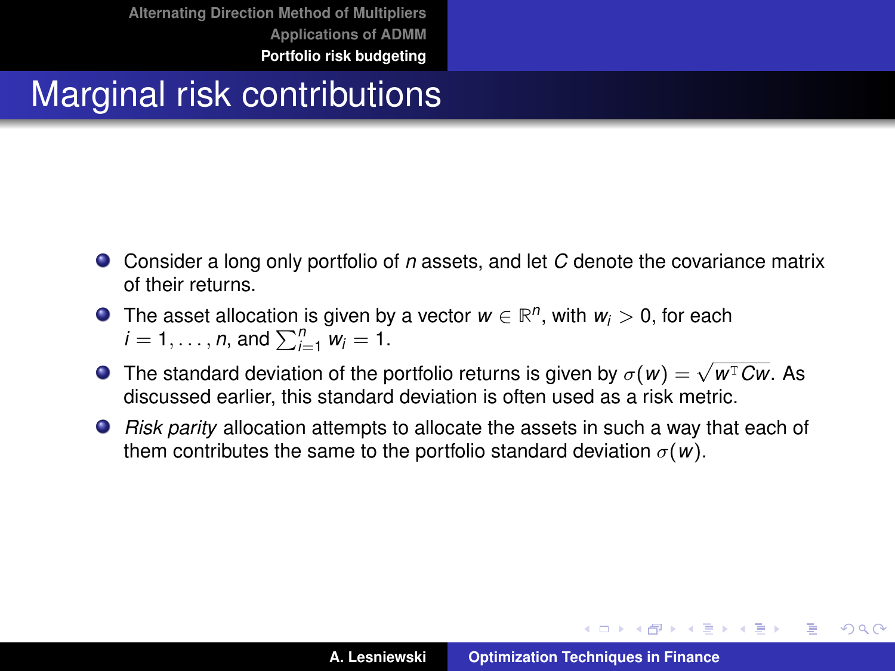# Marginal risk contributions

- Consider a long only portfolio of $n$ assets, and let $C$ denote the covariance matrix of their returns.
- The asset allocation is given by a vector $w \in \mathbb{R}^n$, with $w_i > 0$, for each $i = 1, \ldots, n$, and $\sum_{i=1}^{n} w_i = 1$.
- The standard deviation of the portfolio returns is given by $\sigma(w) = \sqrt{w^{\mathrm{T}} C w}$. As discussed earlier, this standard deviation is often used as a risk metric.
- *Risk parity* allocation attempts to allocate the assets in such a way that each of them contributes the same to the portfolio standard deviation $\sigma(w)$.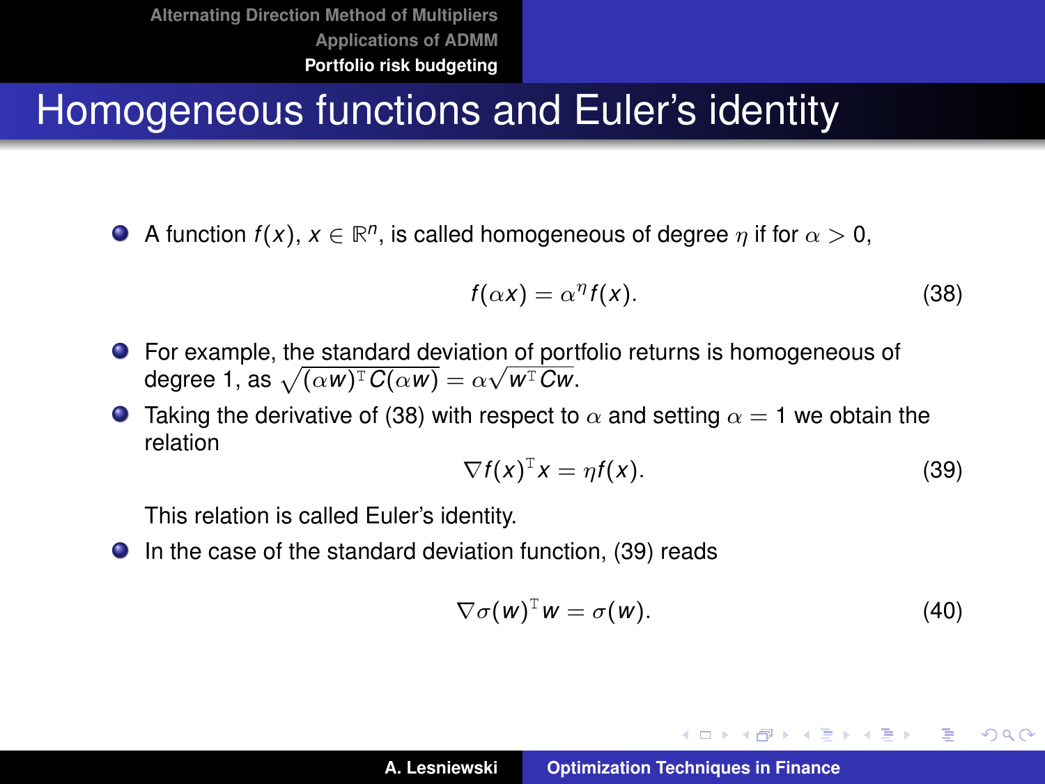# Homogeneous functions and Euler's identity

- A function $f(x)$, $x \in \mathbb{R}^n$, is called homogeneous of degree $\eta$ if for $\alpha > 0$,

$$f(\alpha x) = \alpha^{\eta} f(x). \tag{38}$$

- For example, the standard deviation of portfolio returns is homogeneous of degree 1, as $\sqrt{(\alpha w)^{\mathrm{T}} C (\alpha w)} = \alpha \sqrt{w^{\mathrm{T}} C w}$.
- Taking the derivative of (38) with respect to $\alpha$ and setting $\alpha = 1$ we obtain the relation

$$\nabla f(x)^{\mathrm{T}} x = \eta f(x). \tag{39}$$

  This relation is called Euler's identity.
- In the case of the standard deviation function, (39) reads

$$\nabla \sigma(w)^{\mathrm{T}} w = \sigma(w). \tag{40}$$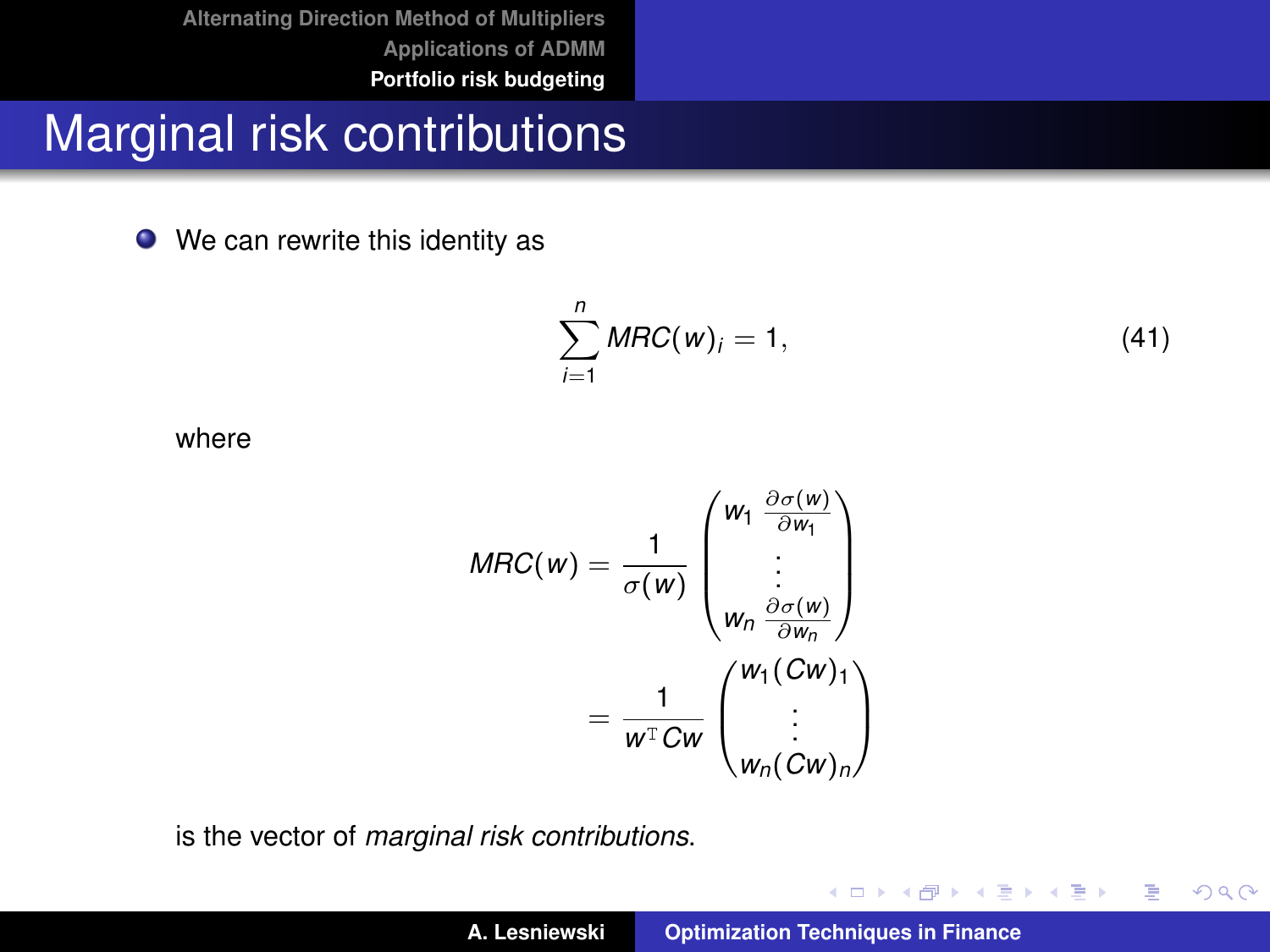# Marginal risk contributions

- We can rewrite this identity as

$$\sum_{i=1}^{n} MRC(w)_i = 1, \tag{41}$$

where

$$\begin{aligned} MRC(w) &= \frac{1}{\sigma(w)} \begin{pmatrix} w_1 \frac{\partial \sigma(w)}{\partial w_1} \\ \vdots \\ w_n \frac{\partial \sigma(w)}{\partial w_n} \end{pmatrix} \\ &= \frac{1}{w^{\mathrm{T}} C w} \begin{pmatrix} w_1 (Cw)_1 \\ \vdots \\ w_n (Cw)_n \end{pmatrix} \end{aligned}$$

is the vector of *marginal risk contributions*.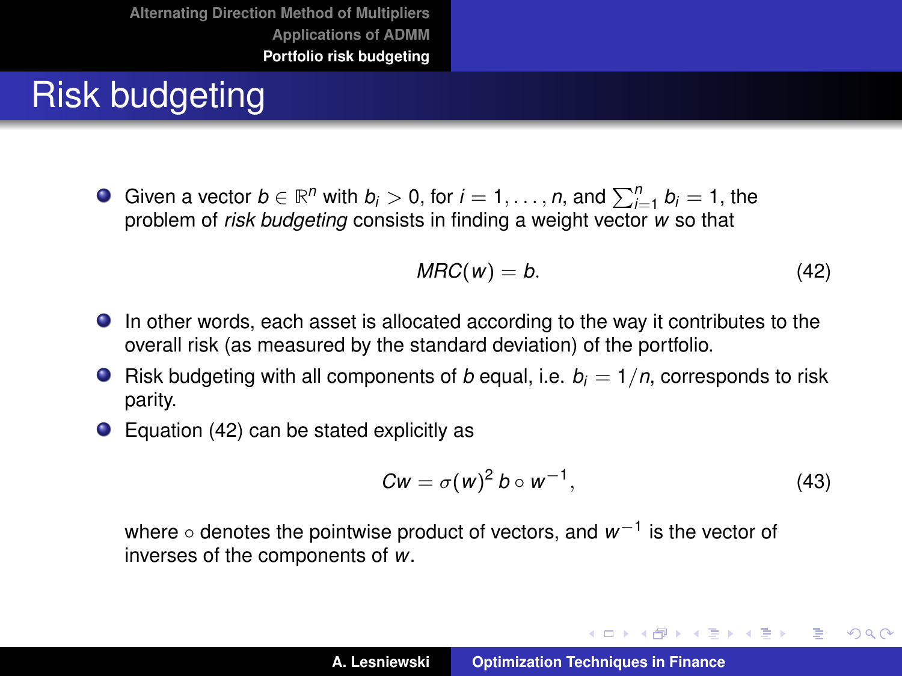# Risk budgeting

- Given a vector $b \in \mathbb{R}^n$ with $b_i > 0$, for $i = 1, \ldots, n$, and $\sum_{i=1}^{n} b_i = 1$, the problem of *risk budgeting* consists in finding a weight vector $w$ so that

$$MRC(w) = b. \tag{42}$$

- In other words, each asset is allocated according to the way it contributes to the overall risk (as measured by the standard deviation) of the portfolio.
- Risk budgeting with all components of $b$ equal, i.e. $b_i = 1/n$, corresponds to risk parity.
- Equation (42) can be stated explicitly as

$$Cw = \sigma(w)^2 \, b \circ w^{-1}, \tag{43}$$

where $\circ$ denotes the pointwise product of vectors, and $w^{-1}$ is the vector of inverses of the components of $w$.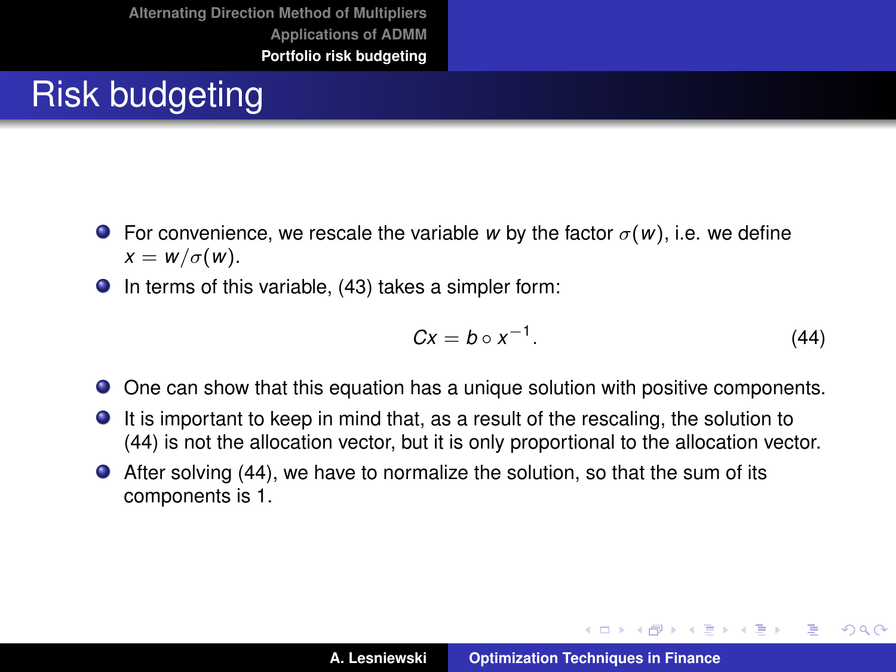# Risk budgeting

- For convenience, we rescale the variable $w$ by the factor $\sigma(w)$, i.e. we define $x = w/\sigma(w)$.
- In terms of this variable, (43) takes a simpler form:

$$Cx = b \circ x^{-1}. \tag{44}$$

- One can show that this equation has a unique solution with positive components.
- It is important to keep in mind that, as a result of the rescaling, the solution to (44) is not the allocation vector, but it is only proportional to the allocation vector.
- After solving (44), we have to normalize the solution, so that the sum of its components is 1.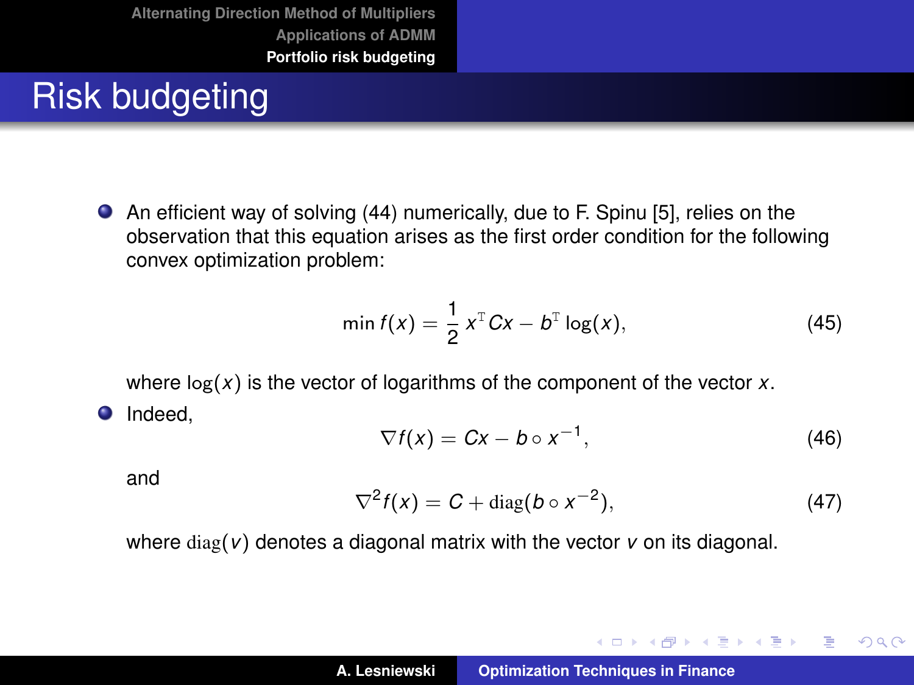# Risk budgeting

- An efficient way of solving (44) numerically, due to F. Spinu [5], relies on the observation that this equation arises as the first order condition for the following convex optimization problem:

$$\min f(x) = \frac{1}{2}\, x^{\mathrm{T}} C x - b^{\mathrm{T}} \log(x), \tag{45}$$

  where $\log(x)$ is the vector of logarithms of the component of the vector $x$.

- Indeed,

$$\nabla f(x) = Cx - b \circ x^{-1}, \tag{46}$$

  and

$$\nabla^2 f(x) = C + \mathrm{diag}(b \circ x^{-2}), \tag{47}$$

  where $\mathrm{diag}(v)$ denotes a diagonal matrix with the vector $v$ on its diagonal.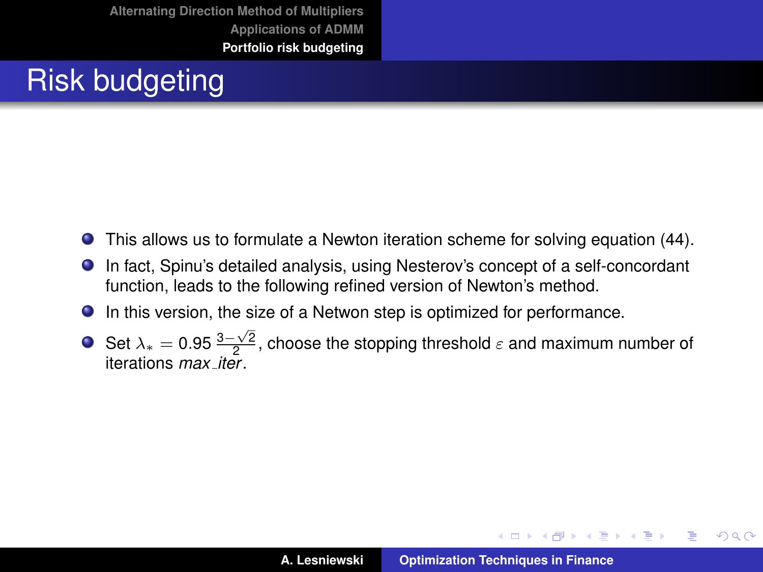# Risk budgeting

- This allows us to formulate a Newton iteration scheme for solving equation (44).
- In fact, Spinu's detailed analysis, using Nesterov's concept of a self-concordant function, leads to the following refined version of Newton's method.
- In this version, the size of a Netwon step is optimized for performance.
- Set $\lambda_* = 0.95\,\frac{3-\sqrt{2}}{2}$, choose the stopping threshold $\varepsilon$ and maximum number of iterations *max_iter*.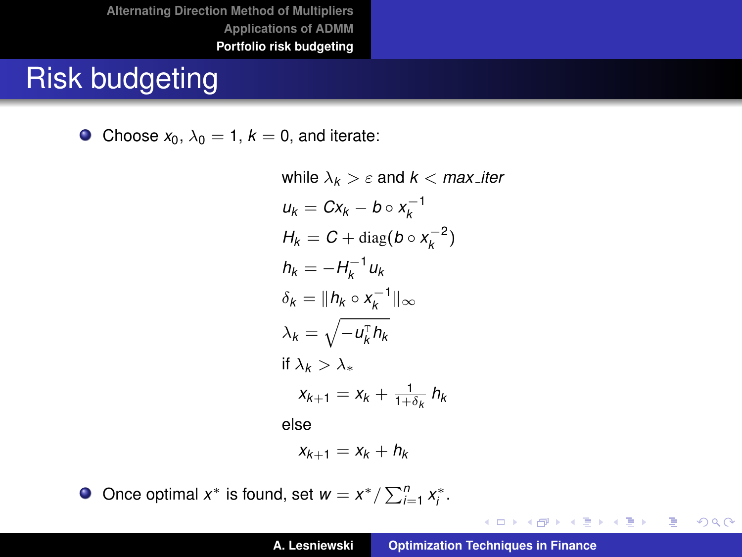# Risk budgeting

- Choose $x_0$, $\lambda_0 = 1$, $k = 0$, and iterate:

$$
\begin{aligned}
&\text{while } \lambda_k > \varepsilon \text{ and } k < max\_iter \\
&u_k = Cx_k - b \circ x_k^{-1} \\
&H_k = C + \mathrm{diag}(b \circ x_k^{-2}) \\
&h_k = -H_k^{-1} u_k \\
&\delta_k = \| h_k \circ x_k^{-1} \|_\infty \\
&\lambda_k = \sqrt{-u_k^{\mathrm{T}} h_k} \\
&\text{if } \lambda_k > \lambda_* \\
&\quad x_{k+1} = x_k + \tfrac{1}{1+\delta_k} h_k \\
&\text{else} \\
&\quad x_{k+1} = x_k + h_k
\end{aligned}
$$

- Once optimal $x^*$ is found, set $w = x^* / \sum_{i=1}^n x_i^*$.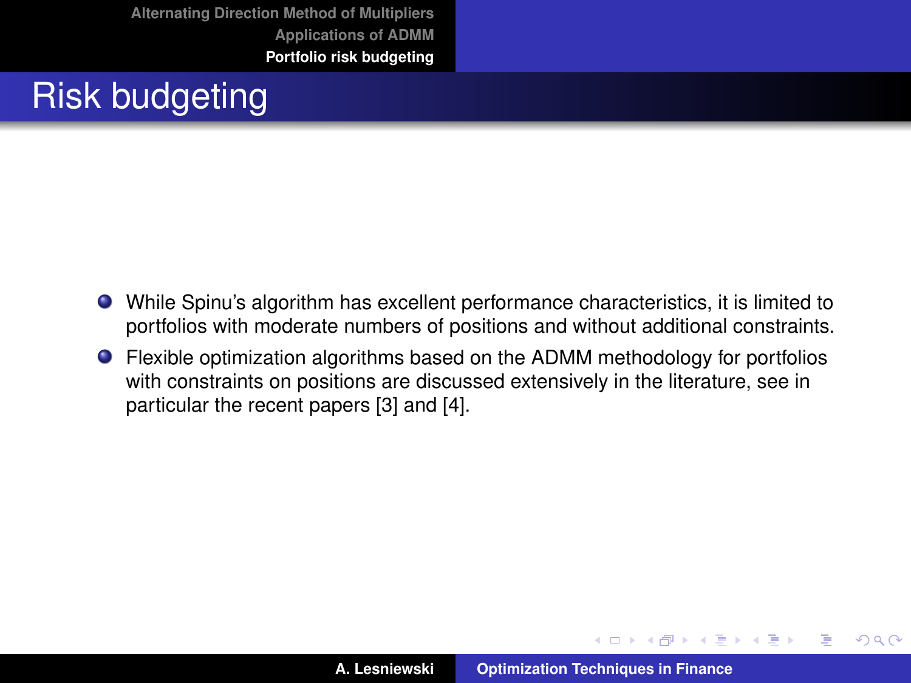# Risk budgeting

- While Spinu's algorithm has excellent performance characteristics, it is limited to portfolios with moderate numbers of positions and without additional constraints.
- Flexible optimization algorithms based on the ADMM methodology for portfolios with constraints on positions are discussed extensively in the literature, see in particular the recent papers [3] and [4].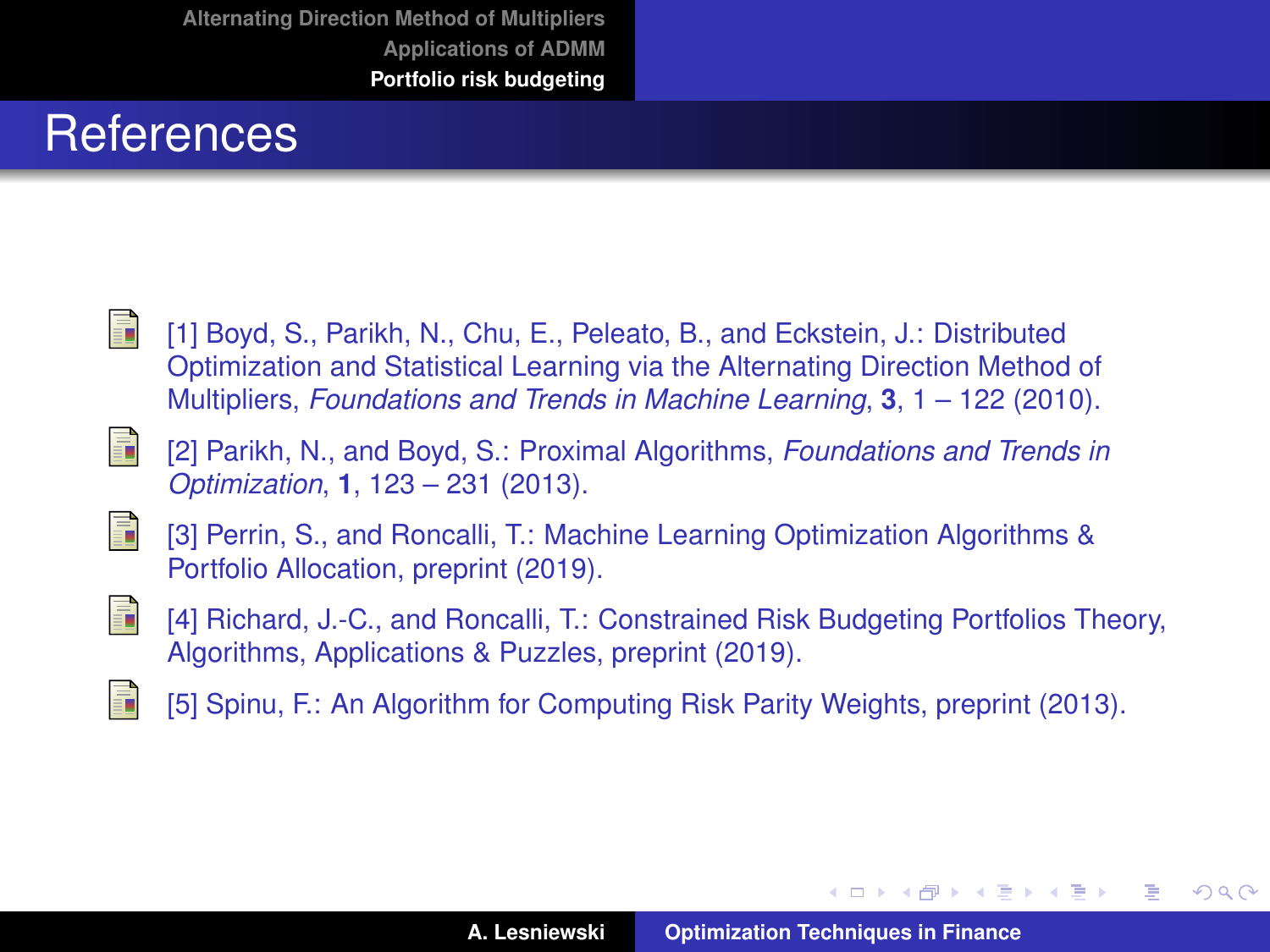# References

- [1] Boyd, S., Parikh, N., Chu, E., Peleato, B., and Eckstein, J.: Distributed Optimization and Statistical Learning via the Alternating Direction Method of Multipliers, *Foundations and Trends in Machine Learning*, **3**, 1 – 122 (2010).
- [2] Parikh, N., and Boyd, S.: Proximal Algorithms, *Foundations and Trends in Optimization*, **1**, 123 – 231 (2013).
- [3] Perrin, S., and Roncalli, T.: Machine Learning Optimization Algorithms & Portfolio Allocation, preprint (2019).
- [4] Richard, J.-C., and Roncalli, T.: Constrained Risk Budgeting Portfolios Theory, Algorithms, Applications & Puzzles, preprint (2019).
- [5] Spinu, F.: An Algorithm for Computing Risk Parity Weights, preprint (2013).